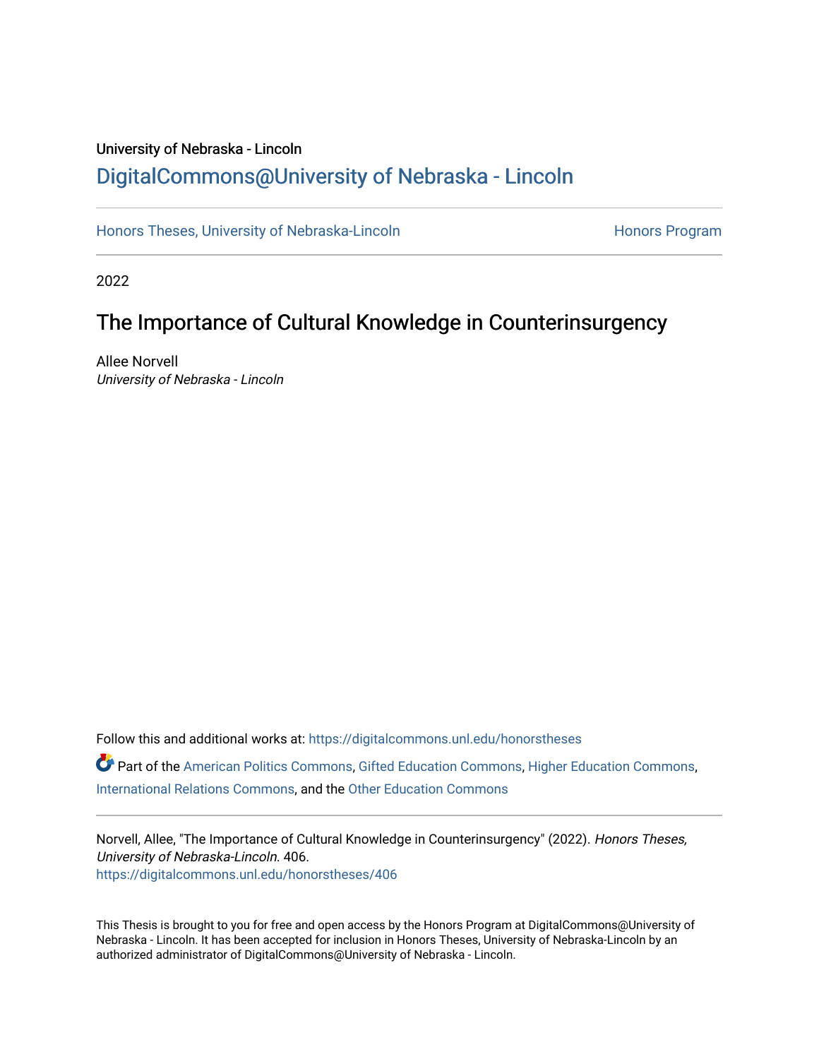University of Nebraska - Lincoln

## DigitalCommons@University of Nebraska - Lincoln

Honors Theses, University of Nebraska-Lincoln

Honors Program

2022

# The Importance of Cultural Knowledge in Counterinsurgency

Allee Norvell

*University of Nebraska - Lincoln*

Follow this and additional works at: https://digitalcommons.unl.edu/honorstheses

Part of the American Politics Commons, Gifted Education Commons, Higher Education Commons, International Relations Commons, and the Other Education Commons

Norvell, Allee, "The Importance of Cultural Knowledge in Counterinsurgency" (2022). *Honors Theses, University of Nebraska-Lincoln*. 406.
https://digitalcommons.unl.edu/honorstheses/406

This Thesis is brought to you for free and open access by the Honors Program at DigitalCommons@University of Nebraska - Lincoln. It has been accepted for inclusion in Honors Theses, University of Nebraska-Lincoln by an authorized administrator of DigitalCommons@University of Nebraska - Lincoln.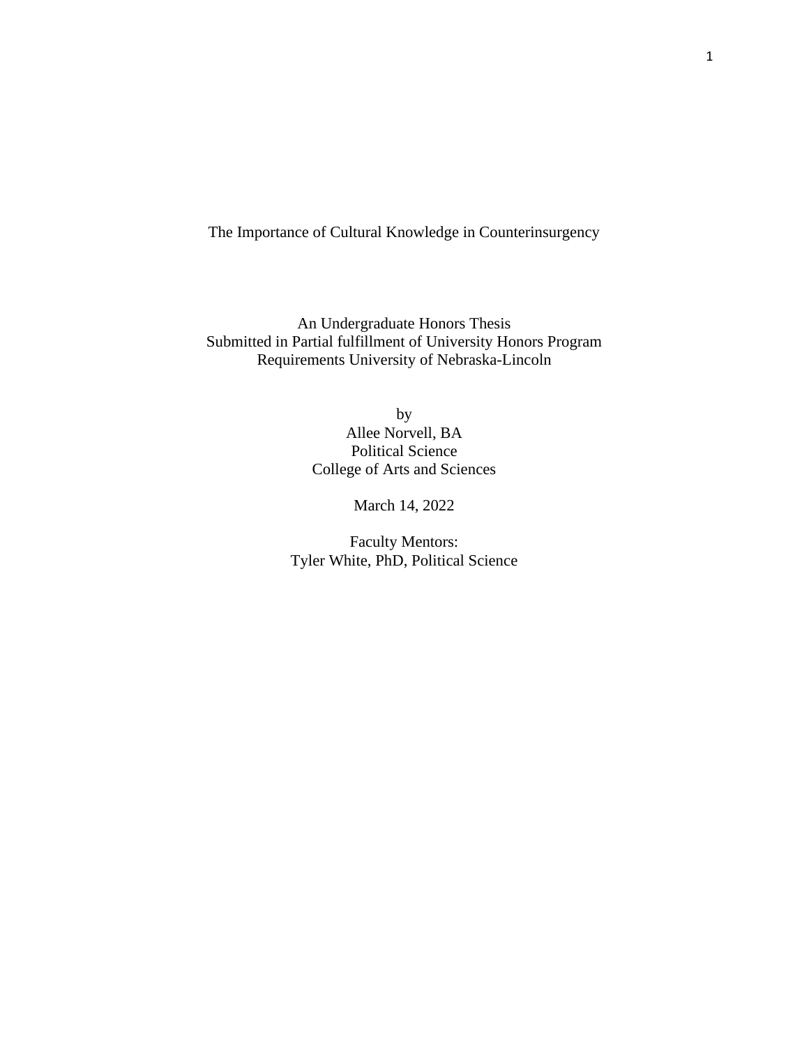# The Importance of Cultural Knowledge in Counterinsurgency

An Undergraduate Honors Thesis
Submitted in Partial fulfillment of University Honors Program
Requirements University of Nebraska-Lincoln

by
Allee Norvell, BA
Political Science
College of Arts and Sciences

March 14, 2022

Faculty Mentors:
Tyler White, PhD, Political Science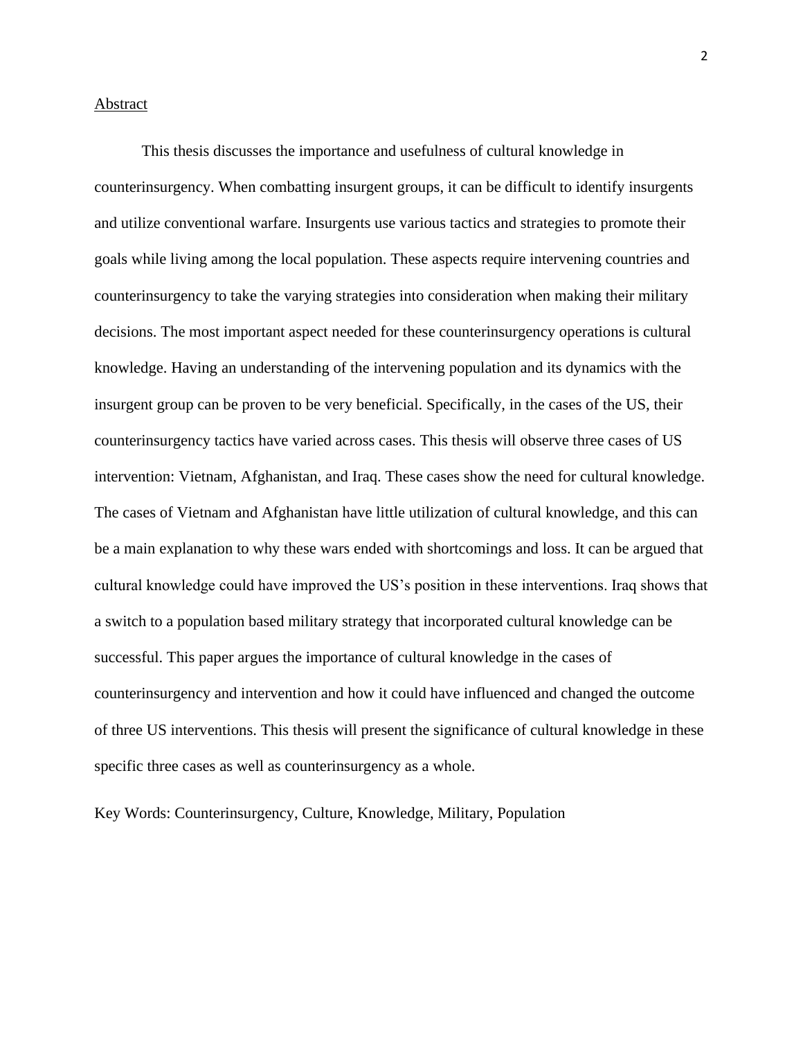## Abstract

This thesis discusses the importance and usefulness of cultural knowledge in counterinsurgency. When combatting insurgent groups, it can be difficult to identify insurgents and utilize conventional warfare. Insurgents use various tactics and strategies to promote their goals while living among the local population. These aspects require intervening countries and counterinsurgency to take the varying strategies into consideration when making their military decisions. The most important aspect needed for these counterinsurgency operations is cultural knowledge. Having an understanding of the intervening population and its dynamics with the insurgent group can be proven to be very beneficial. Specifically, in the cases of the US, their counterinsurgency tactics have varied across cases. This thesis will observe three cases of US intervention: Vietnam, Afghanistan, and Iraq. These cases show the need for cultural knowledge. The cases of Vietnam and Afghanistan have little utilization of cultural knowledge, and this can be a main explanation to why these wars ended with shortcomings and loss. It can be argued that cultural knowledge could have improved the US's position in these interventions. Iraq shows that a switch to a population based military strategy that incorporated cultural knowledge can be successful. This paper argues the importance of cultural knowledge in the cases of counterinsurgency and intervention and how it could have influenced and changed the outcome of three US interventions. This thesis will present the significance of cultural knowledge in these specific three cases as well as counterinsurgency as a whole.

Key Words: Counterinsurgency, Culture, Knowledge, Military, Population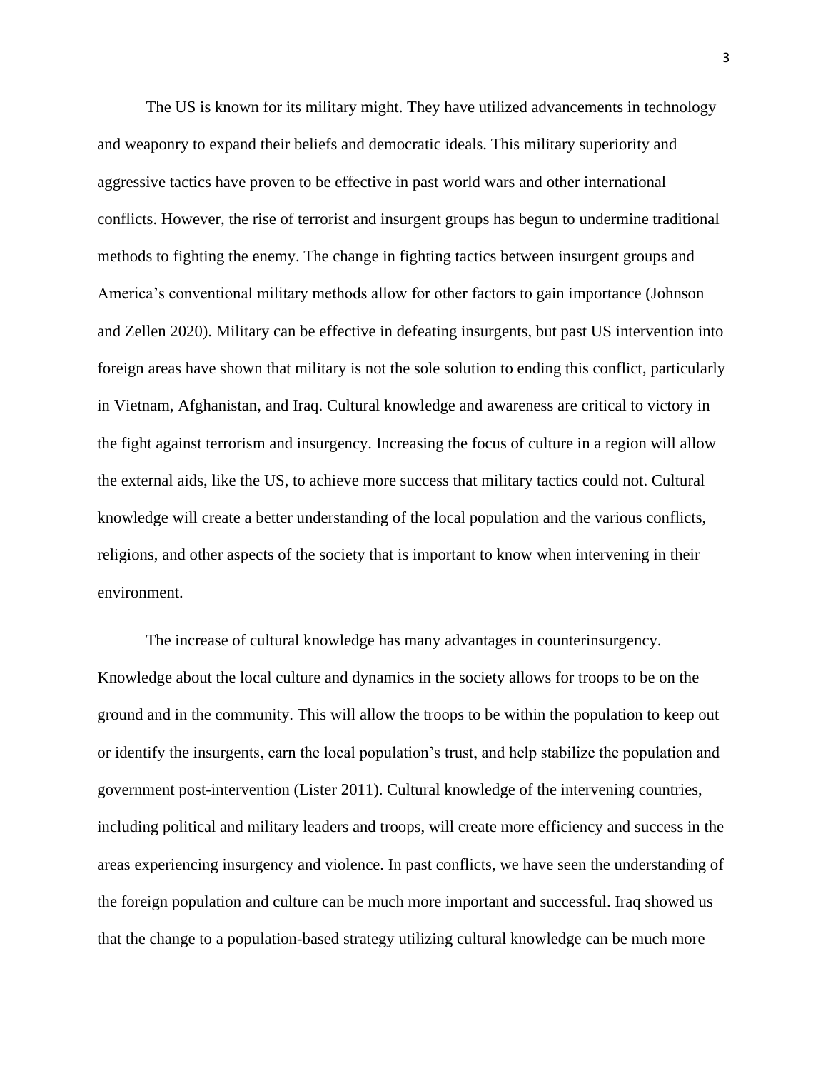The US is known for its military might. They have utilized advancements in technology and weaponry to expand their beliefs and democratic ideals. This military superiority and aggressive tactics have proven to be effective in past world wars and other international conflicts. However, the rise of terrorist and insurgent groups has begun to undermine traditional methods to fighting the enemy. The change in fighting tactics between insurgent groups and America's conventional military methods allow for other factors to gain importance (Johnson and Zellen 2020). Military can be effective in defeating insurgents, but past US intervention into foreign areas have shown that military is not the sole solution to ending this conflict, particularly in Vietnam, Afghanistan, and Iraq. Cultural knowledge and awareness are critical to victory in the fight against terrorism and insurgency. Increasing the focus of culture in a region will allow the external aids, like the US, to achieve more success that military tactics could not. Cultural knowledge will create a better understanding of the local population and the various conflicts, religions, and other aspects of the society that is important to know when intervening in their environment.

The increase of cultural knowledge has many advantages in counterinsurgency. Knowledge about the local culture and dynamics in the society allows for troops to be on the ground and in the community. This will allow the troops to be within the population to keep out or identify the insurgents, earn the local population's trust, and help stabilize the population and government post-intervention (Lister 2011). Cultural knowledge of the intervening countries, including political and military leaders and troops, will create more efficiency and success in the areas experiencing insurgency and violence. In past conflicts, we have seen the understanding of the foreign population and culture can be much more important and successful. Iraq showed us that the change to a population-based strategy utilizing cultural knowledge can be much more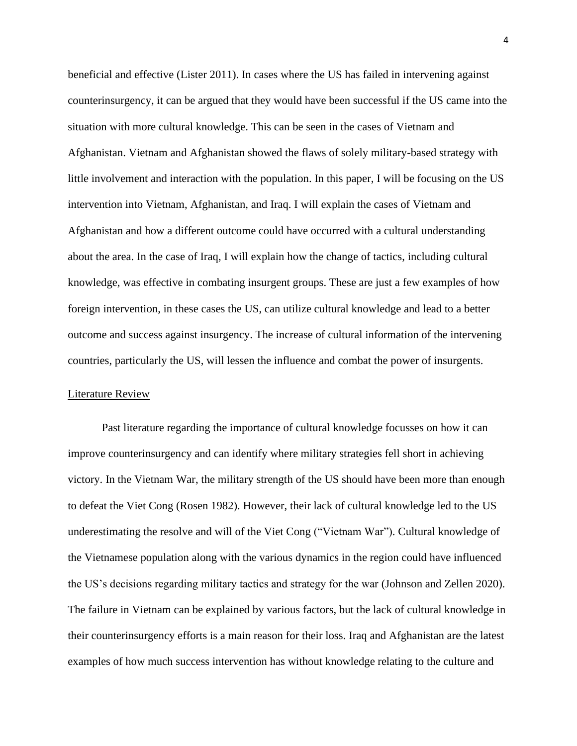beneficial and effective (Lister 2011). In cases where the US has failed in intervening against counterinsurgency, it can be argued that they would have been successful if the US came into the situation with more cultural knowledge. This can be seen in the cases of Vietnam and Afghanistan. Vietnam and Afghanistan showed the flaws of solely military-based strategy with little involvement and interaction with the population. In this paper, I will be focusing on the US intervention into Vietnam, Afghanistan, and Iraq. I will explain the cases of Vietnam and Afghanistan and how a different outcome could have occurred with a cultural understanding about the area. In the case of Iraq, I will explain how the change of tactics, including cultural knowledge, was effective in combating insurgent groups. These are just a few examples of how foreign intervention, in these cases the US, can utilize cultural knowledge and lead to a better outcome and success against insurgency. The increase of cultural information of the intervening countries, particularly the US, will lessen the influence and combat the power of insurgents.

## Literature Review

Past literature regarding the importance of cultural knowledge focusses on how it can improve counterinsurgency and can identify where military strategies fell short in achieving victory. In the Vietnam War, the military strength of the US should have been more than enough to defeat the Viet Cong (Rosen 1982). However, their lack of cultural knowledge led to the US underestimating the resolve and will of the Viet Cong ("Vietnam War"). Cultural knowledge of the Vietnamese population along with the various dynamics in the region could have influenced the US's decisions regarding military tactics and strategy for the war (Johnson and Zellen 2020). The failure in Vietnam can be explained by various factors, but the lack of cultural knowledge in their counterinsurgency efforts is a main reason for their loss. Iraq and Afghanistan are the latest examples of how much success intervention has without knowledge relating to the culture and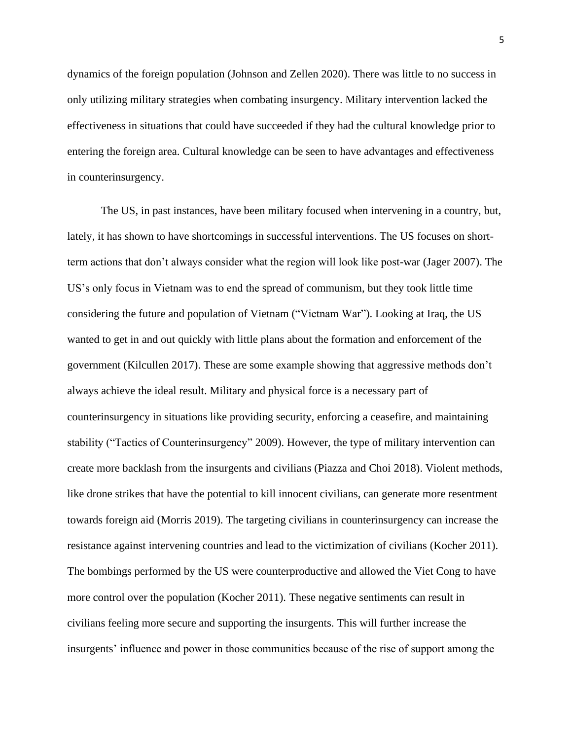dynamics of the foreign population (Johnson and Zellen 2020). There was little to no success in only utilizing military strategies when combating insurgency. Military intervention lacked the effectiveness in situations that could have succeeded if they had the cultural knowledge prior to entering the foreign area. Cultural knowledge can be seen to have advantages and effectiveness in counterinsurgency.

The US, in past instances, have been military focused when intervening in a country, but, lately, it has shown to have shortcomings in successful interventions. The US focuses on short-term actions that don't always consider what the region will look like post-war (Jager 2007). The US's only focus in Vietnam was to end the spread of communism, but they took little time considering the future and population of Vietnam ("Vietnam War"). Looking at Iraq, the US wanted to get in and out quickly with little plans about the formation and enforcement of the government (Kilcullen 2017). These are some example showing that aggressive methods don't always achieve the ideal result. Military and physical force is a necessary part of counterinsurgency in situations like providing security, enforcing a ceasefire, and maintaining stability ("Tactics of Counterinsurgency" 2009). However, the type of military intervention can create more backlash from the insurgents and civilians (Piazza and Choi 2018). Violent methods, like drone strikes that have the potential to kill innocent civilians, can generate more resentment towards foreign aid (Morris 2019). The targeting civilians in counterinsurgency can increase the resistance against intervening countries and lead to the victimization of civilians (Kocher 2011). The bombings performed by the US were counterproductive and allowed the Viet Cong to have more control over the population (Kocher 2011). These negative sentiments can result in civilians feeling more secure and supporting the insurgents. This will further increase the insurgents' influence and power in those communities because of the rise of support among the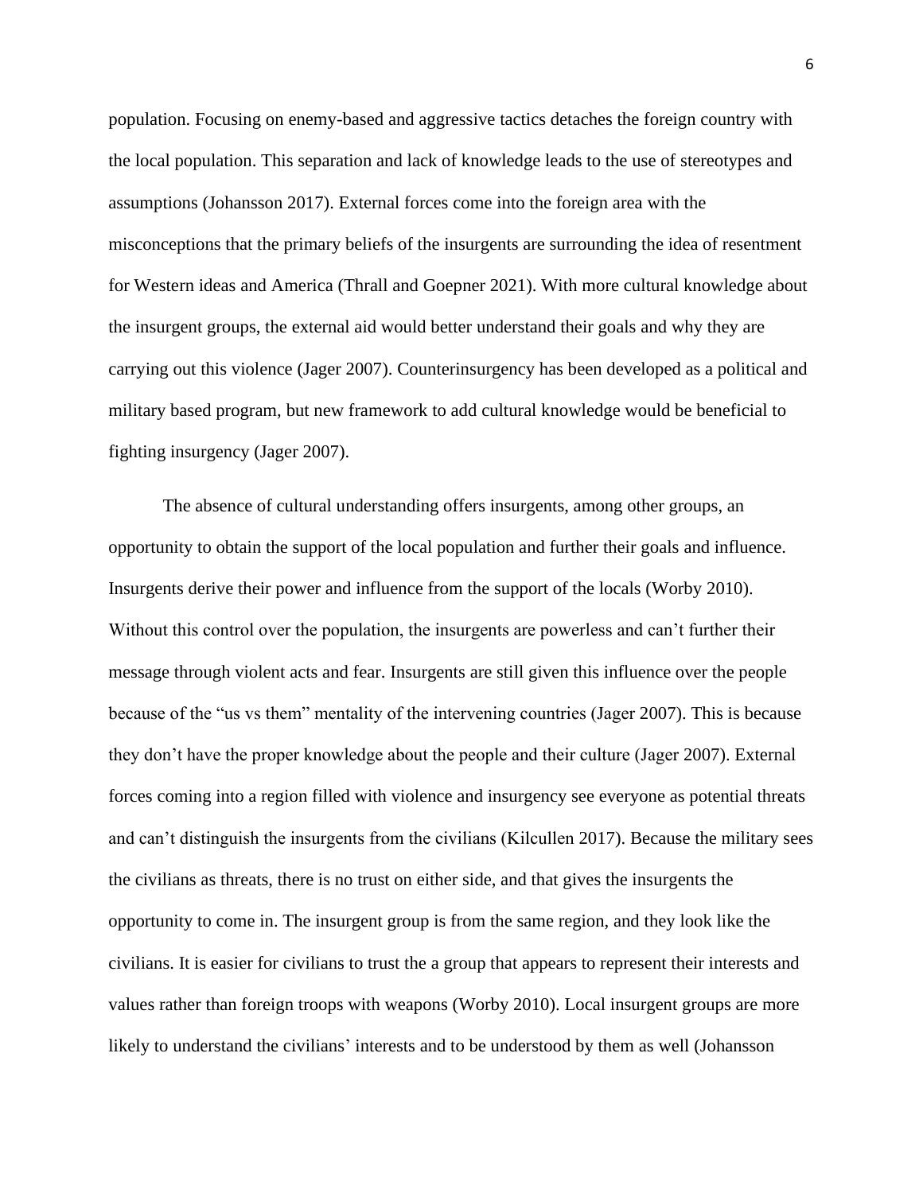population. Focusing on enemy-based and aggressive tactics detaches the foreign country with the local population. This separation and lack of knowledge leads to the use of stereotypes and assumptions (Johansson 2017). External forces come into the foreign area with the misconceptions that the primary beliefs of the insurgents are surrounding the idea of resentment for Western ideas and America (Thrall and Goepner 2021). With more cultural knowledge about the insurgent groups, the external aid would better understand their goals and why they are carrying out this violence (Jager 2007). Counterinsurgency has been developed as a political and military based program, but new framework to add cultural knowledge would be beneficial to fighting insurgency (Jager 2007).

The absence of cultural understanding offers insurgents, among other groups, an opportunity to obtain the support of the local population and further their goals and influence. Insurgents derive their power and influence from the support of the locals (Worby 2010). Without this control over the population, the insurgents are powerless and can't further their message through violent acts and fear. Insurgents are still given this influence over the people because of the "us vs them" mentality of the intervening countries (Jager 2007). This is because they don't have the proper knowledge about the people and their culture (Jager 2007). External forces coming into a region filled with violence and insurgency see everyone as potential threats and can't distinguish the insurgents from the civilians (Kilcullen 2017). Because the military sees the civilians as threats, there is no trust on either side, and that gives the insurgents the opportunity to come in. The insurgent group is from the same region, and they look like the civilians. It is easier for civilians to trust the a group that appears to represent their interests and values rather than foreign troops with weapons (Worby 2010). Local insurgent groups are more likely to understand the civilians' interests and to be understood by them as well (Johansson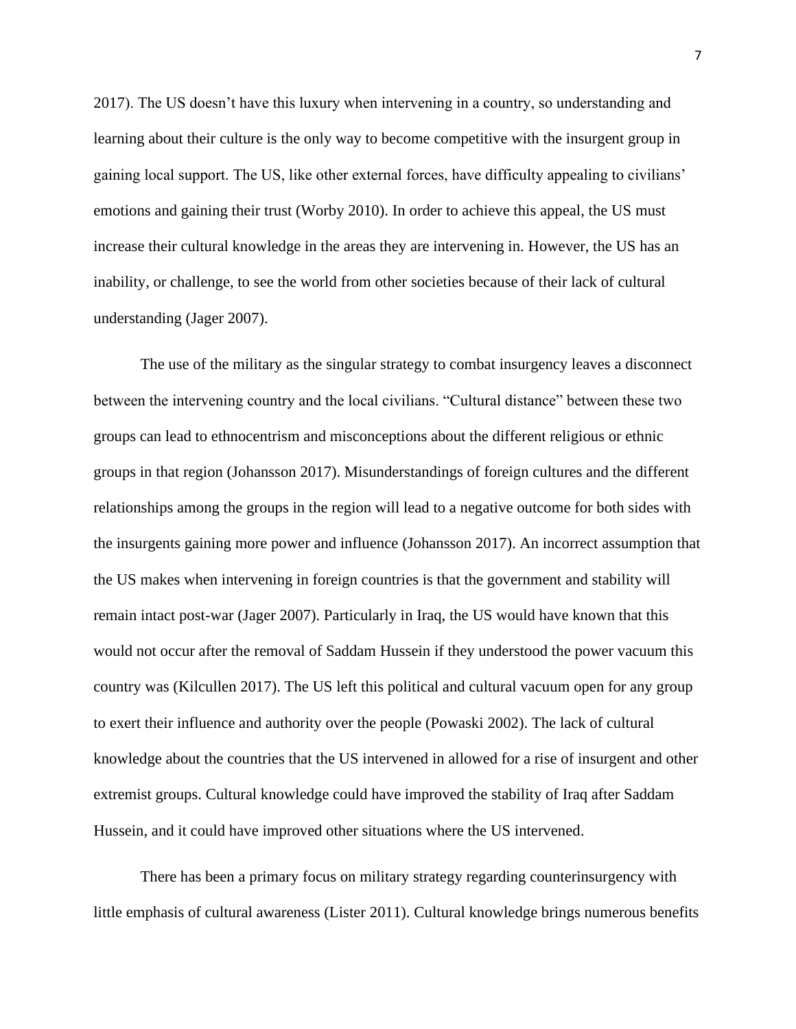2017). The US doesn't have this luxury when intervening in a country, so understanding and learning about their culture is the only way to become competitive with the insurgent group in gaining local support. The US, like other external forces, have difficulty appealing to civilians' emotions and gaining their trust (Worby 2010). In order to achieve this appeal, the US must increase their cultural knowledge in the areas they are intervening in. However, the US has an inability, or challenge, to see the world from other societies because of their lack of cultural understanding (Jager 2007).

The use of the military as the singular strategy to combat insurgency leaves a disconnect between the intervening country and the local civilians. "Cultural distance" between these two groups can lead to ethnocentrism and misconceptions about the different religious or ethnic groups in that region (Johansson 2017). Misunderstandings of foreign cultures and the different relationships among the groups in the region will lead to a negative outcome for both sides with the insurgents gaining more power and influence (Johansson 2017). An incorrect assumption that the US makes when intervening in foreign countries is that the government and stability will remain intact post-war (Jager 2007). Particularly in Iraq, the US would have known that this would not occur after the removal of Saddam Hussein if they understood the power vacuum this country was (Kilcullen 2017). The US left this political and cultural vacuum open for any group to exert their influence and authority over the people (Powaski 2002). The lack of cultural knowledge about the countries that the US intervened in allowed for a rise of insurgent and other extremist groups. Cultural knowledge could have improved the stability of Iraq after Saddam Hussein, and it could have improved other situations where the US intervened.

There has been a primary focus on military strategy regarding counterinsurgency with little emphasis of cultural awareness (Lister 2011). Cultural knowledge brings numerous benefits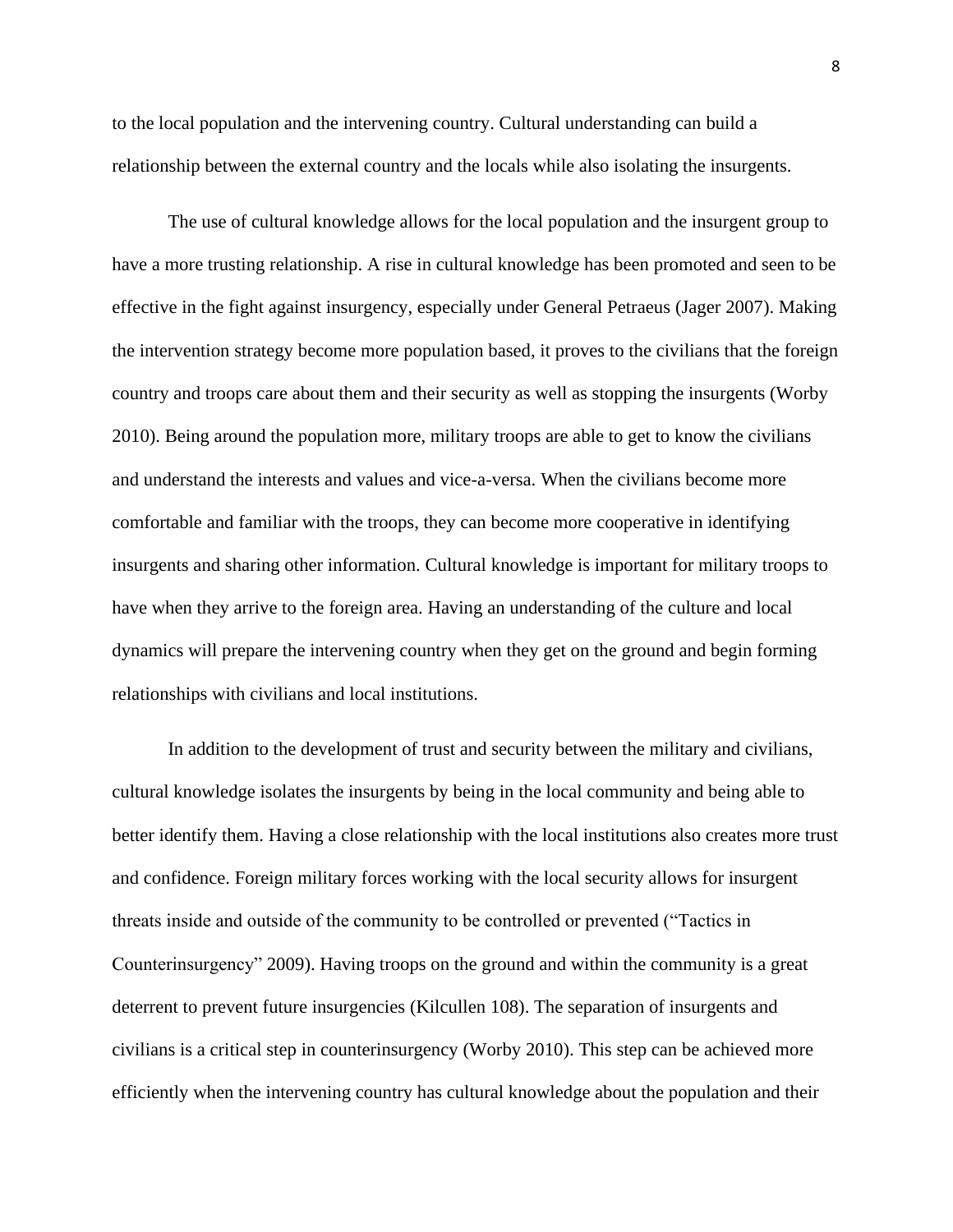to the local population and the intervening country. Cultural understanding can build a relationship between the external country and the locals while also isolating the insurgents.

The use of cultural knowledge allows for the local population and the insurgent group to have a more trusting relationship. A rise in cultural knowledge has been promoted and seen to be effective in the fight against insurgency, especially under General Petraeus (Jager 2007). Making the intervention strategy become more population based, it proves to the civilians that the foreign country and troops care about them and their security as well as stopping the insurgents (Worby 2010). Being around the population more, military troops are able to get to know the civilians and understand the interests and values and vice-a-versa. When the civilians become more comfortable and familiar with the troops, they can become more cooperative in identifying insurgents and sharing other information. Cultural knowledge is important for military troops to have when they arrive to the foreign area. Having an understanding of the culture and local dynamics will prepare the intervening country when they get on the ground and begin forming relationships with civilians and local institutions.

In addition to the development of trust and security between the military and civilians, cultural knowledge isolates the insurgents by being in the local community and being able to better identify them. Having a close relationship with the local institutions also creates more trust and confidence. Foreign military forces working with the local security allows for insurgent threats inside and outside of the community to be controlled or prevented ("Tactics in Counterinsurgency" 2009). Having troops on the ground and within the community is a great deterrent to prevent future insurgencies (Kilcullen 108). The separation of insurgents and civilians is a critical step in counterinsurgency (Worby 2010). This step can be achieved more efficiently when the intervening country has cultural knowledge about the population and their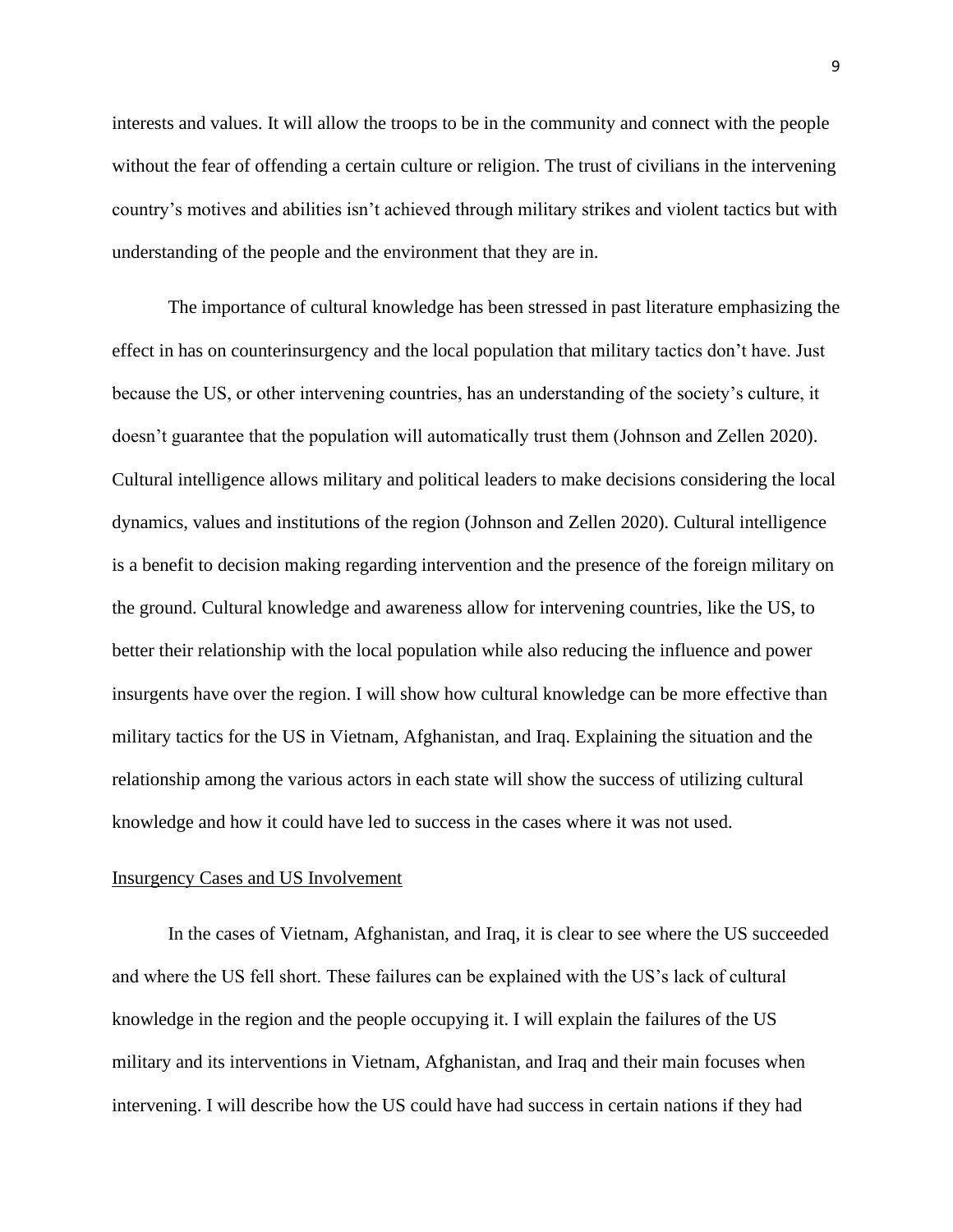interests and values. It will allow the troops to be in the community and connect with the people without the fear of offending a certain culture or religion. The trust of civilians in the intervening country's motives and abilities isn't achieved through military strikes and violent tactics but with understanding of the people and the environment that they are in.

The importance of cultural knowledge has been stressed in past literature emphasizing the effect in has on counterinsurgency and the local population that military tactics don't have. Just because the US, or other intervening countries, has an understanding of the society's culture, it doesn't guarantee that the population will automatically trust them (Johnson and Zellen 2020). Cultural intelligence allows military and political leaders to make decisions considering the local dynamics, values and institutions of the region (Johnson and Zellen 2020). Cultural intelligence is a benefit to decision making regarding intervention and the presence of the foreign military on the ground. Cultural knowledge and awareness allow for intervening countries, like the US, to better their relationship with the local population while also reducing the influence and power insurgents have over the region. I will show how cultural knowledge can be more effective than military tactics for the US in Vietnam, Afghanistan, and Iraq. Explaining the situation and the relationship among the various actors in each state will show the success of utilizing cultural knowledge and how it could have led to success in the cases where it was not used.

## Insurgency Cases and US Involvement

In the cases of Vietnam, Afghanistan, and Iraq, it is clear to see where the US succeeded and where the US fell short. These failures can be explained with the US's lack of cultural knowledge in the region and the people occupying it. I will explain the failures of the US military and its interventions in Vietnam, Afghanistan, and Iraq and their main focuses when intervening. I will describe how the US could have had success in certain nations if they had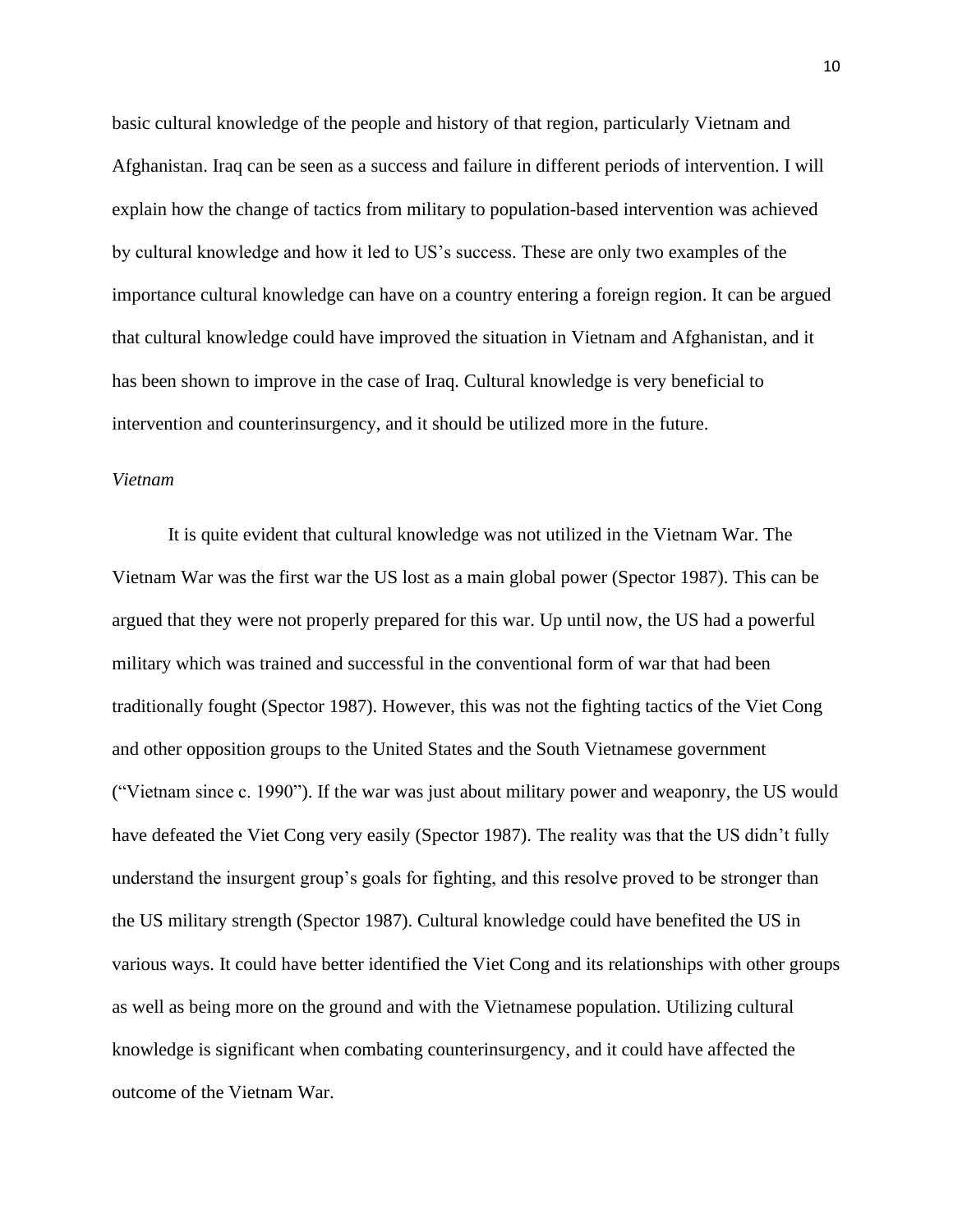basic cultural knowledge of the people and history of that region, particularly Vietnam and Afghanistan. Iraq can be seen as a success and failure in different periods of intervention. I will explain how the change of tactics from military to population-based intervention was achieved by cultural knowledge and how it led to US's success. These are only two examples of the importance cultural knowledge can have on a country entering a foreign region. It can be argued that cultural knowledge could have improved the situation in Vietnam and Afghanistan, and it has been shown to improve in the case of Iraq. Cultural knowledge is very beneficial to intervention and counterinsurgency, and it should be utilized more in the future.

*Vietnam*

It is quite evident that cultural knowledge was not utilized in the Vietnam War. The Vietnam War was the first war the US lost as a main global power (Spector 1987). This can be argued that they were not properly prepared for this war. Up until now, the US had a powerful military which was trained and successful in the conventional form of war that had been traditionally fought (Spector 1987). However, this was not the fighting tactics of the Viet Cong and other opposition groups to the United States and the South Vietnamese government ("Vietnam since c. 1990"). If the war was just about military power and weaponry, the US would have defeated the Viet Cong very easily (Spector 1987). The reality was that the US didn't fully understand the insurgent group's goals for fighting, and this resolve proved to be stronger than the US military strength (Spector 1987). Cultural knowledge could have benefited the US in various ways. It could have better identified the Viet Cong and its relationships with other groups as well as being more on the ground and with the Vietnamese population. Utilizing cultural knowledge is significant when combating counterinsurgency, and it could have affected the outcome of the Vietnam War.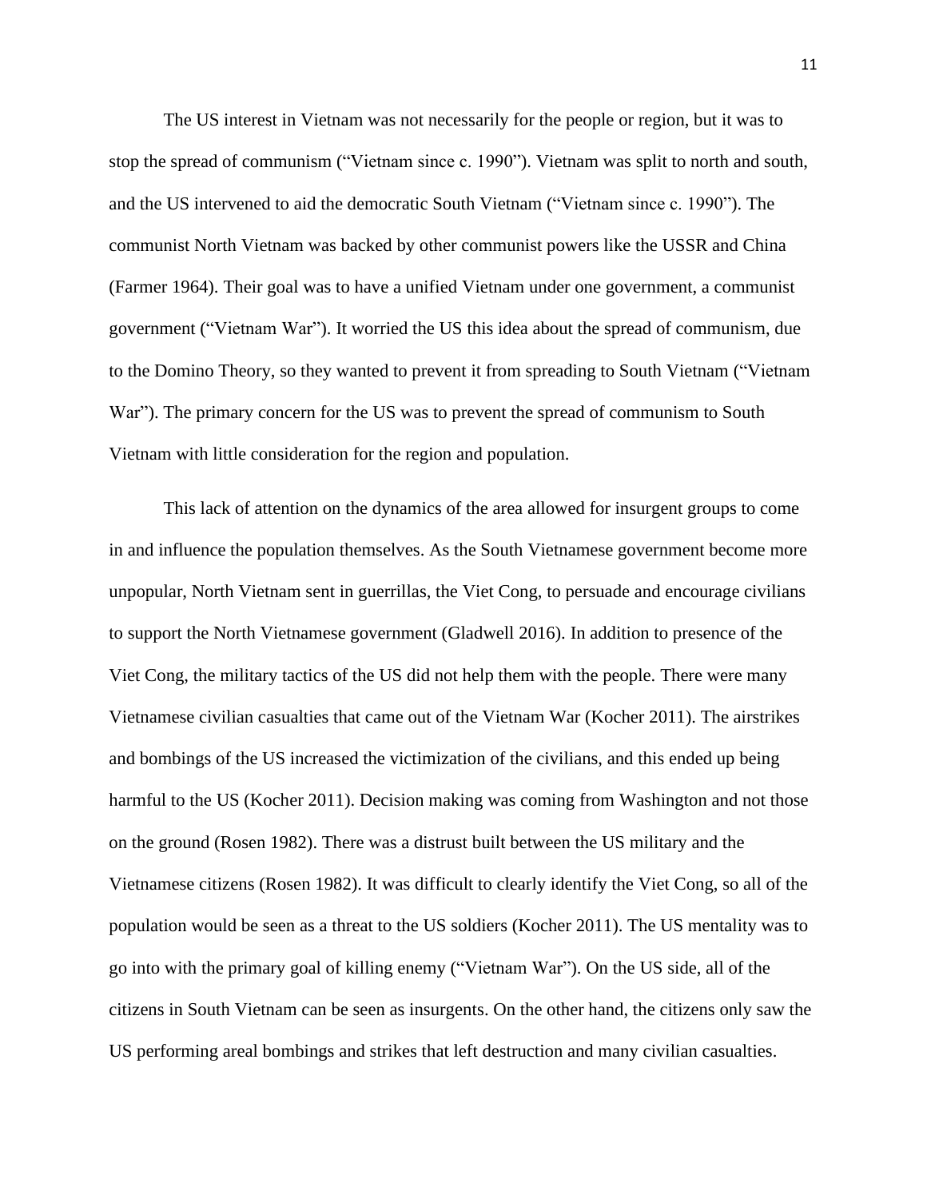The US interest in Vietnam was not necessarily for the people or region, but it was to stop the spread of communism ("Vietnam since c. 1990"). Vietnam was split to north and south, and the US intervened to aid the democratic South Vietnam ("Vietnam since c. 1990"). The communist North Vietnam was backed by other communist powers like the USSR and China (Farmer 1964). Their goal was to have a unified Vietnam under one government, a communist government ("Vietnam War"). It worried the US this idea about the spread of communism, due to the Domino Theory, so they wanted to prevent it from spreading to South Vietnam ("Vietnam War"). The primary concern for the US was to prevent the spread of communism to South Vietnam with little consideration for the region and population.

This lack of attention on the dynamics of the area allowed for insurgent groups to come in and influence the population themselves. As the South Vietnamese government become more unpopular, North Vietnam sent in guerrillas, the Viet Cong, to persuade and encourage civilians to support the North Vietnamese government (Gladwell 2016). In addition to presence of the Viet Cong, the military tactics of the US did not help them with the people. There were many Vietnamese civilian casualties that came out of the Vietnam War (Kocher 2011). The airstrikes and bombings of the US increased the victimization of the civilians, and this ended up being harmful to the US (Kocher 2011). Decision making was coming from Washington and not those on the ground (Rosen 1982). There was a distrust built between the US military and the Vietnamese citizens (Rosen 1982). It was difficult to clearly identify the Viet Cong, so all of the population would be seen as a threat to the US soldiers (Kocher 2011). The US mentality was to go into with the primary goal of killing enemy ("Vietnam War"). On the US side, all of the citizens in South Vietnam can be seen as insurgents. On the other hand, the citizens only saw the US performing areal bombings and strikes that left destruction and many civilian casualties.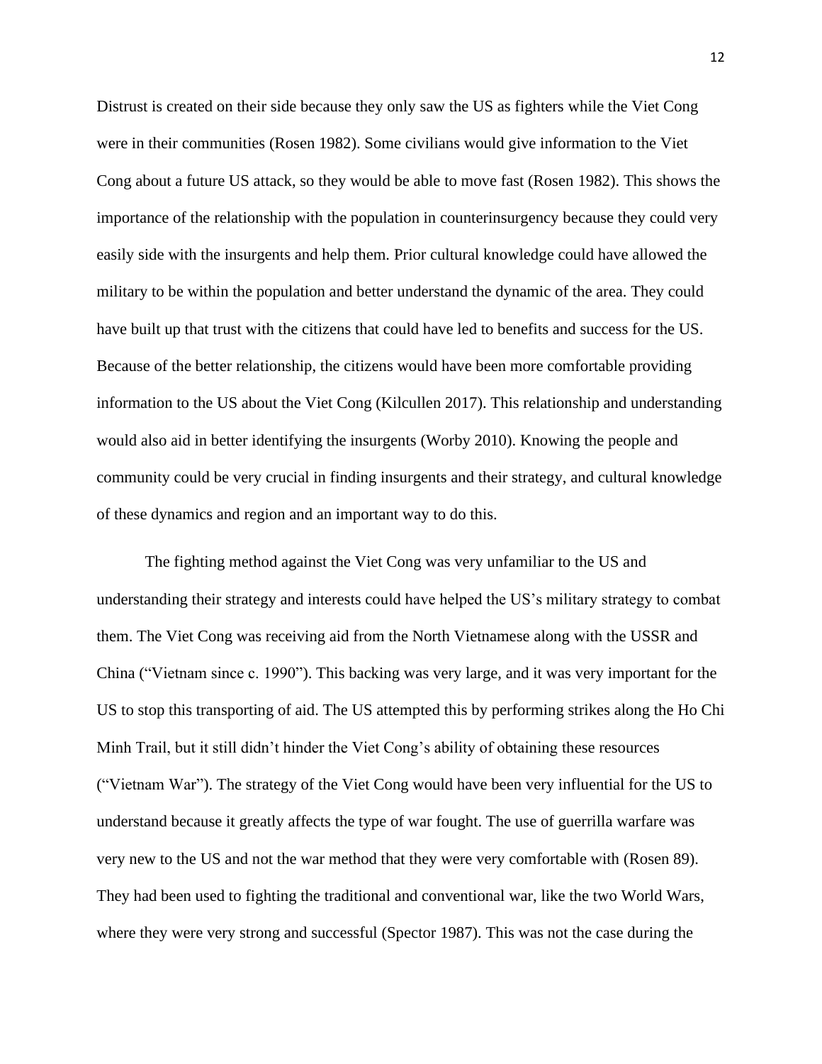Distrust is created on their side because they only saw the US as fighters while the Viet Cong were in their communities (Rosen 1982). Some civilians would give information to the Viet Cong about a future US attack, so they would be able to move fast (Rosen 1982). This shows the importance of the relationship with the population in counterinsurgency because they could very easily side with the insurgents and help them. Prior cultural knowledge could have allowed the military to be within the population and better understand the dynamic of the area. They could have built up that trust with the citizens that could have led to benefits and success for the US. Because of the better relationship, the citizens would have been more comfortable providing information to the US about the Viet Cong (Kilcullen 2017). This relationship and understanding would also aid in better identifying the insurgents (Worby 2010). Knowing the people and community could be very crucial in finding insurgents and their strategy, and cultural knowledge of these dynamics and region and an important way to do this.

The fighting method against the Viet Cong was very unfamiliar to the US and understanding their strategy and interests could have helped the US's military strategy to combat them. The Viet Cong was receiving aid from the North Vietnamese along with the USSR and China ("Vietnam since c. 1990"). This backing was very large, and it was very important for the US to stop this transporting of aid. The US attempted this by performing strikes along the Ho Chi Minh Trail, but it still didn't hinder the Viet Cong's ability of obtaining these resources ("Vietnam War"). The strategy of the Viet Cong would have been very influential for the US to understand because it greatly affects the type of war fought. The use of guerrilla warfare was very new to the US and not the war method that they were very comfortable with (Rosen 89). They had been used to fighting the traditional and conventional war, like the two World Wars, where they were very strong and successful (Spector 1987). This was not the case during the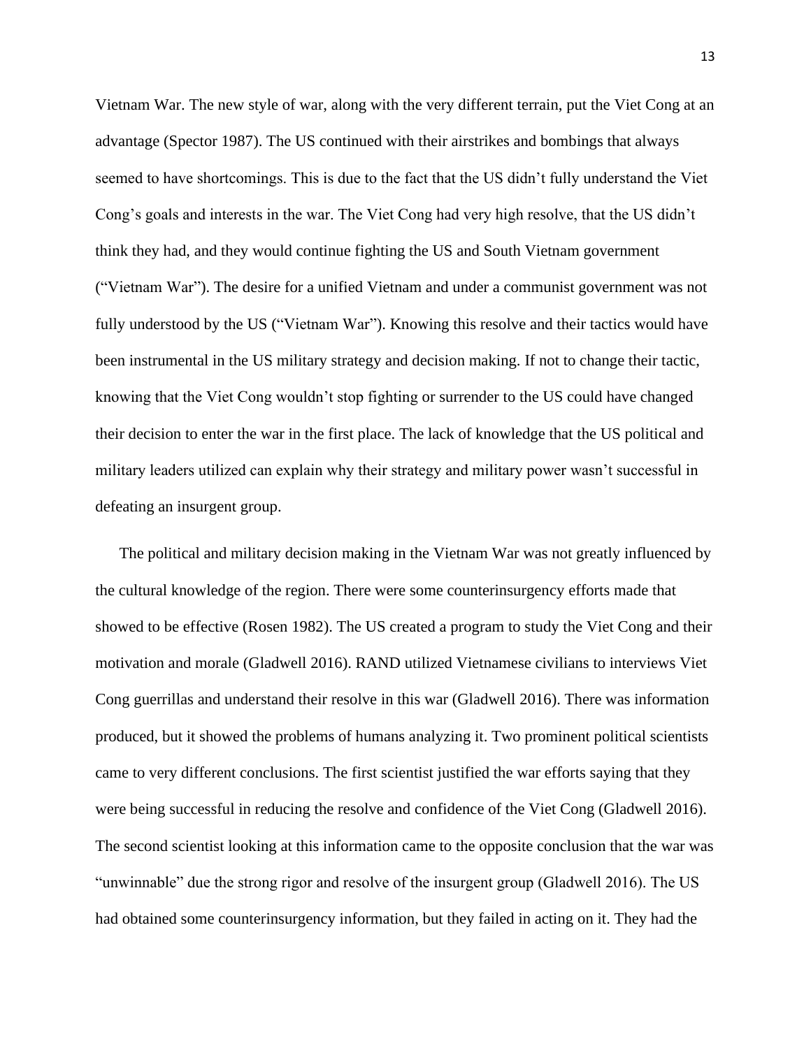Vietnam War. The new style of war, along with the very different terrain, put the Viet Cong at an advantage (Spector 1987). The US continued with their airstrikes and bombings that always seemed to have shortcomings. This is due to the fact that the US didn't fully understand the Viet Cong's goals and interests in the war. The Viet Cong had very high resolve, that the US didn't think they had, and they would continue fighting the US and South Vietnam government ("Vietnam War"). The desire for a unified Vietnam and under a communist government was not fully understood by the US ("Vietnam War"). Knowing this resolve and their tactics would have been instrumental in the US military strategy and decision making. If not to change their tactic, knowing that the Viet Cong wouldn't stop fighting or surrender to the US could have changed their decision to enter the war in the first place. The lack of knowledge that the US political and military leaders utilized can explain why their strategy and military power wasn't successful in defeating an insurgent group.

The political and military decision making in the Vietnam War was not greatly influenced by the cultural knowledge of the region. There were some counterinsurgency efforts made that showed to be effective (Rosen 1982). The US created a program to study the Viet Cong and their motivation and morale (Gladwell 2016). RAND utilized Vietnamese civilians to interviews Viet Cong guerrillas and understand their resolve in this war (Gladwell 2016). There was information produced, but it showed the problems of humans analyzing it. Two prominent political scientists came to very different conclusions. The first scientist justified the war efforts saying that they were being successful in reducing the resolve and confidence of the Viet Cong (Gladwell 2016). The second scientist looking at this information came to the opposite conclusion that the war was "unwinnable" due the strong rigor and resolve of the insurgent group (Gladwell 2016). The US had obtained some counterinsurgency information, but they failed in acting on it. They had the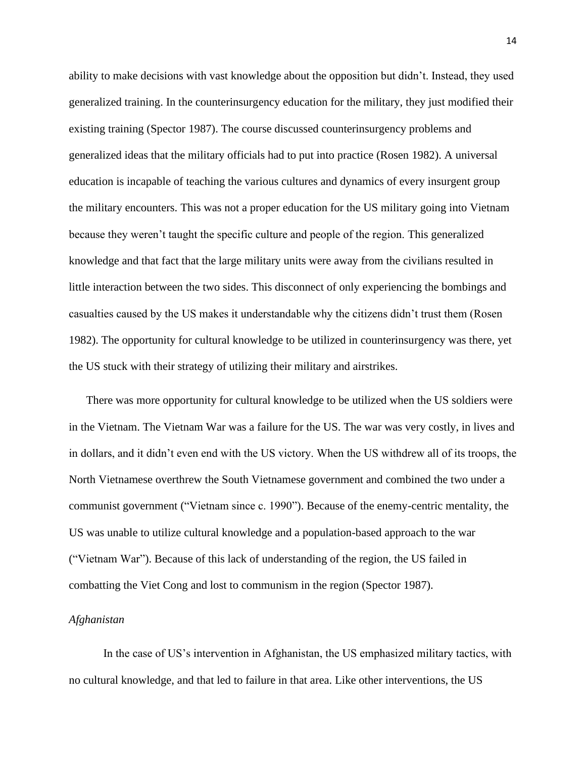ability to make decisions with vast knowledge about the opposition but didn't. Instead, they used generalized training. In the counterinsurgency education for the military, they just modified their existing training (Spector 1987). The course discussed counterinsurgency problems and generalized ideas that the military officials had to put into practice (Rosen 1982). A universal education is incapable of teaching the various cultures and dynamics of every insurgent group the military encounters. This was not a proper education for the US military going into Vietnam because they weren't taught the specific culture and people of the region. This generalized knowledge and that fact that the large military units were away from the civilians resulted in little interaction between the two sides. This disconnect of only experiencing the bombings and casualties caused by the US makes it understandable why the citizens didn't trust them (Rosen 1982). The opportunity for cultural knowledge to be utilized in counterinsurgency was there, yet the US stuck with their strategy of utilizing their military and airstrikes.

There was more opportunity for cultural knowledge to be utilized when the US soldiers were in the Vietnam. The Vietnam War was a failure for the US. The war was very costly, in lives and in dollars, and it didn't even end with the US victory. When the US withdrew all of its troops, the North Vietnamese overthrew the South Vietnamese government and combined the two under a communist government ("Vietnam since c. 1990"). Because of the enemy-centric mentality, the US was unable to utilize cultural knowledge and a population-based approach to the war ("Vietnam War"). Because of this lack of understanding of the region, the US failed in combatting the Viet Cong and lost to communism in the region (Spector 1987).

*Afghanistan*

In the case of US's intervention in Afghanistan, the US emphasized military tactics, with no cultural knowledge, and that led to failure in that area. Like other interventions, the US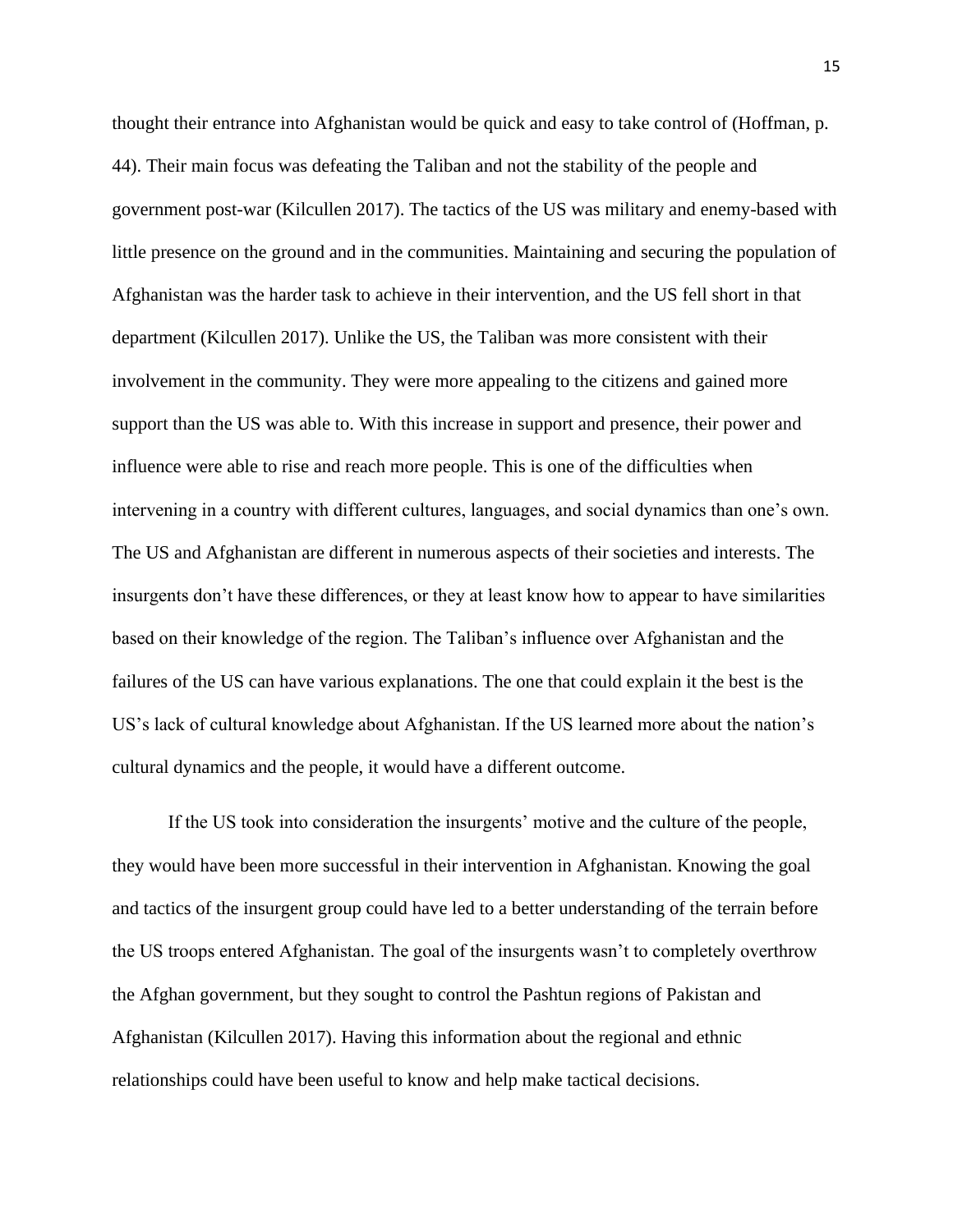thought their entrance into Afghanistan would be quick and easy to take control of (Hoffman, p. 44). Their main focus was defeating the Taliban and not the stability of the people and government post-war (Kilcullen 2017). The tactics of the US was military and enemy-based with little presence on the ground and in the communities. Maintaining and securing the population of Afghanistan was the harder task to achieve in their intervention, and the US fell short in that department (Kilcullen 2017). Unlike the US, the Taliban was more consistent with their involvement in the community. They were more appealing to the citizens and gained more support than the US was able to. With this increase in support and presence, their power and influence were able to rise and reach more people. This is one of the difficulties when intervening in a country with different cultures, languages, and social dynamics than one's own. The US and Afghanistan are different in numerous aspects of their societies and interests. The insurgents don't have these differences, or they at least know how to appear to have similarities based on their knowledge of the region. The Taliban's influence over Afghanistan and the failures of the US can have various explanations. The one that could explain it the best is the US's lack of cultural knowledge about Afghanistan. If the US learned more about the nation's cultural dynamics and the people, it would have a different outcome.

If the US took into consideration the insurgents' motive and the culture of the people, they would have been more successful in their intervention in Afghanistan. Knowing the goal and tactics of the insurgent group could have led to a better understanding of the terrain before the US troops entered Afghanistan. The goal of the insurgents wasn't to completely overthrow the Afghan government, but they sought to control the Pashtun regions of Pakistan and Afghanistan (Kilcullen 2017). Having this information about the regional and ethnic relationships could have been useful to know and help make tactical decisions.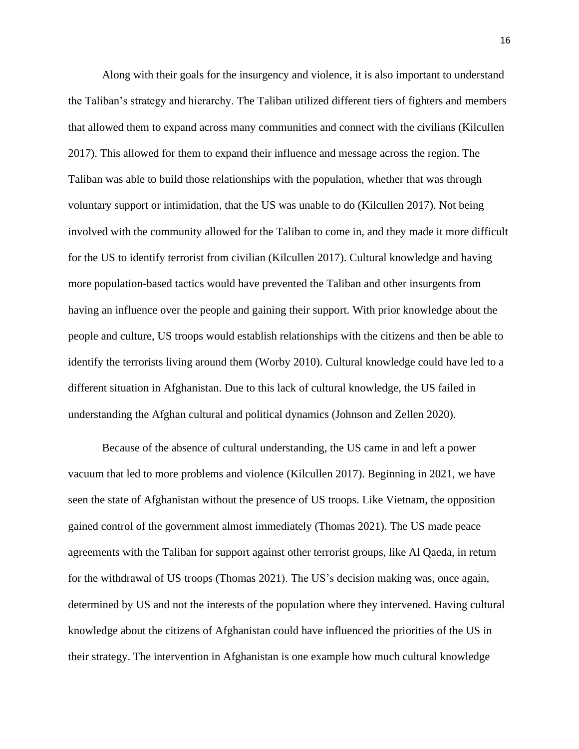Along with their goals for the insurgency and violence, it is also important to understand the Taliban's strategy and hierarchy. The Taliban utilized different tiers of fighters and members that allowed them to expand across many communities and connect with the civilians (Kilcullen 2017). This allowed for them to expand their influence and message across the region. The Taliban was able to build those relationships with the population, whether that was through voluntary support or intimidation, that the US was unable to do (Kilcullen 2017). Not being involved with the community allowed for the Taliban to come in, and they made it more difficult for the US to identify terrorist from civilian (Kilcullen 2017). Cultural knowledge and having more population-based tactics would have prevented the Taliban and other insurgents from having an influence over the people and gaining their support. With prior knowledge about the people and culture, US troops would establish relationships with the citizens and then be able to identify the terrorists living around them (Worby 2010). Cultural knowledge could have led to a different situation in Afghanistan. Due to this lack of cultural knowledge, the US failed in understanding the Afghan cultural and political dynamics (Johnson and Zellen 2020).

Because of the absence of cultural understanding, the US came in and left a power vacuum that led to more problems and violence (Kilcullen 2017). Beginning in 2021, we have seen the state of Afghanistan without the presence of US troops. Like Vietnam, the opposition gained control of the government almost immediately (Thomas 2021). The US made peace agreements with the Taliban for support against other terrorist groups, like Al Qaeda, in return for the withdrawal of US troops (Thomas 2021). The US's decision making was, once again, determined by US and not the interests of the population where they intervened. Having cultural knowledge about the citizens of Afghanistan could have influenced the priorities of the US in their strategy. The intervention in Afghanistan is one example how much cultural knowledge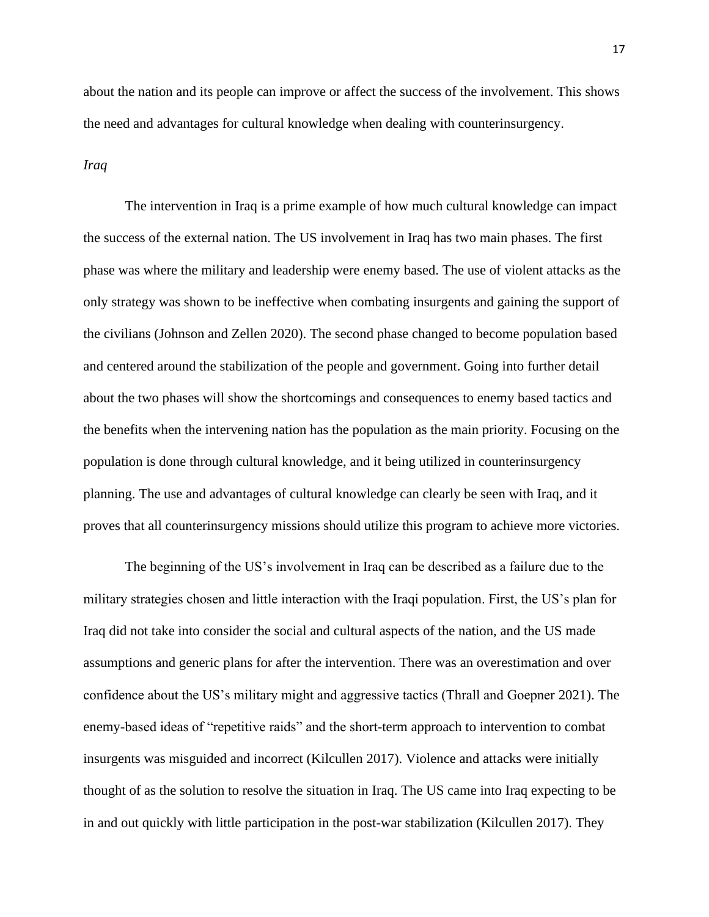about the nation and its people can improve or affect the success of the involvement. This shows the need and advantages for cultural knowledge when dealing with counterinsurgency.

*Iraq*

The intervention in Iraq is a prime example of how much cultural knowledge can impact the success of the external nation. The US involvement in Iraq has two main phases. The first phase was where the military and leadership were enemy based. The use of violent attacks as the only strategy was shown to be ineffective when combating insurgents and gaining the support of the civilians (Johnson and Zellen 2020). The second phase changed to become population based and centered around the stabilization of the people and government. Going into further detail about the two phases will show the shortcomings and consequences to enemy based tactics and the benefits when the intervening nation has the population as the main priority. Focusing on the population is done through cultural knowledge, and it being utilized in counterinsurgency planning. The use and advantages of cultural knowledge can clearly be seen with Iraq, and it proves that all counterinsurgency missions should utilize this program to achieve more victories.

The beginning of the US's involvement in Iraq can be described as a failure due to the military strategies chosen and little interaction with the Iraqi population. First, the US's plan for Iraq did not take into consider the social and cultural aspects of the nation, and the US made assumptions and generic plans for after the intervention. There was an overestimation and over confidence about the US's military might and aggressive tactics (Thrall and Goepner 2021). The enemy-based ideas of "repetitive raids" and the short-term approach to intervention to combat insurgents was misguided and incorrect (Kilcullen 2017). Violence and attacks were initially thought of as the solution to resolve the situation in Iraq. The US came into Iraq expecting to be in and out quickly with little participation in the post-war stabilization (Kilcullen 2017). They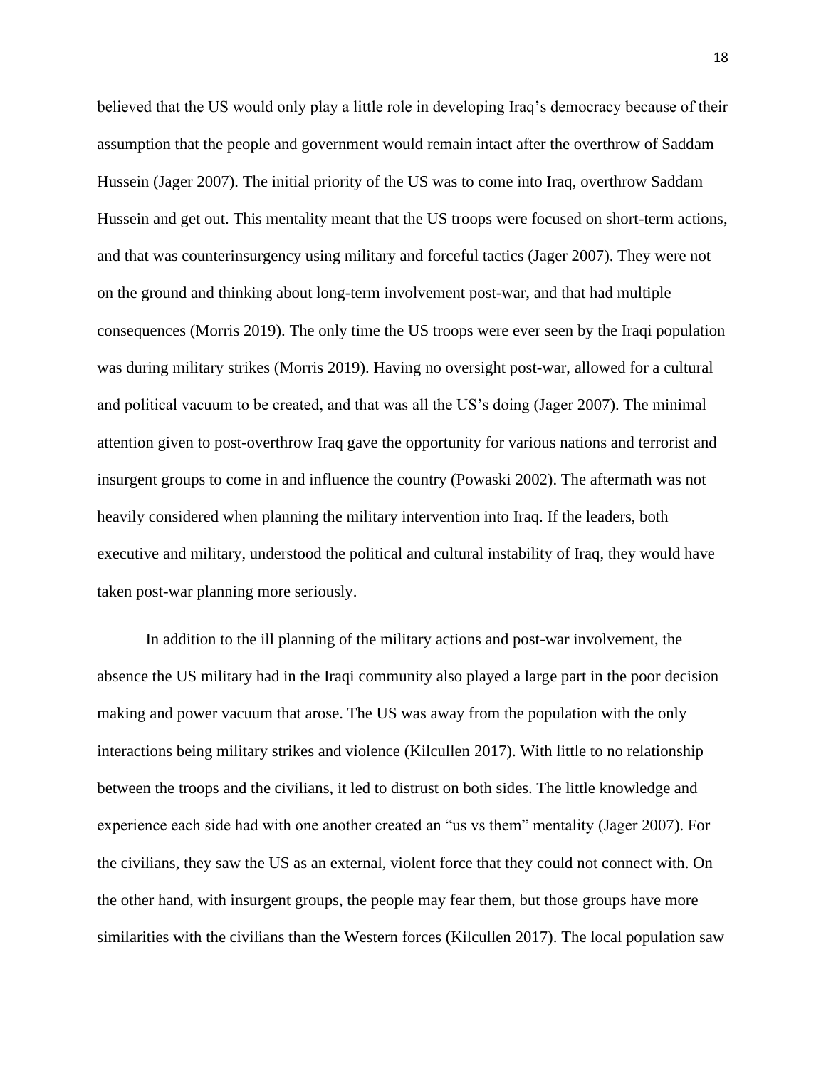believed that the US would only play a little role in developing Iraq's democracy because of their assumption that the people and government would remain intact after the overthrow of Saddam Hussein (Jager 2007). The initial priority of the US was to come into Iraq, overthrow Saddam Hussein and get out. This mentality meant that the US troops were focused on short-term actions, and that was counterinsurgency using military and forceful tactics (Jager 2007). They were not on the ground and thinking about long-term involvement post-war, and that had multiple consequences (Morris 2019). The only time the US troops were ever seen by the Iraqi population was during military strikes (Morris 2019). Having no oversight post-war, allowed for a cultural and political vacuum to be created, and that was all the US's doing (Jager 2007). The minimal attention given to post-overthrow Iraq gave the opportunity for various nations and terrorist and insurgent groups to come in and influence the country (Powaski 2002). The aftermath was not heavily considered when planning the military intervention into Iraq. If the leaders, both executive and military, understood the political and cultural instability of Iraq, they would have taken post-war planning more seriously.

In addition to the ill planning of the military actions and post-war involvement, the absence the US military had in the Iraqi community also played a large part in the poor decision making and power vacuum that arose. The US was away from the population with the only interactions being military strikes and violence (Kilcullen 2017). With little to no relationship between the troops and the civilians, it led to distrust on both sides. The little knowledge and experience each side had with one another created an "us vs them" mentality (Jager 2007). For the civilians, they saw the US as an external, violent force that they could not connect with. On the other hand, with insurgent groups, the people may fear them, but those groups have more similarities with the civilians than the Western forces (Kilcullen 2017). The local population saw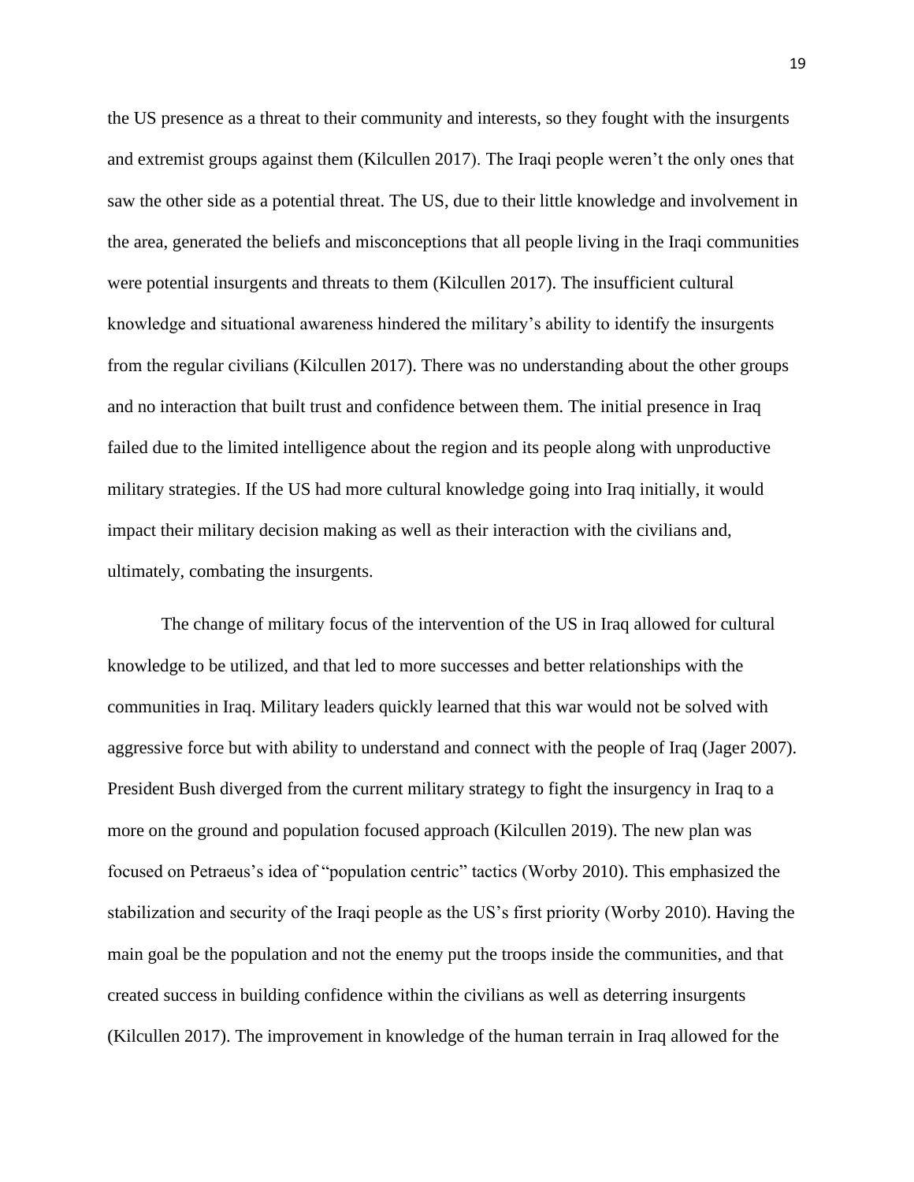the US presence as a threat to their community and interests, so they fought with the insurgents and extremist groups against them (Kilcullen 2017). The Iraqi people weren't the only ones that saw the other side as a potential threat. The US, due to their little knowledge and involvement in the area, generated the beliefs and misconceptions that all people living in the Iraqi communities were potential insurgents and threats to them (Kilcullen 2017). The insufficient cultural knowledge and situational awareness hindered the military's ability to identify the insurgents from the regular civilians (Kilcullen 2017). There was no understanding about the other groups and no interaction that built trust and confidence between them. The initial presence in Iraq failed due to the limited intelligence about the region and its people along with unproductive military strategies. If the US had more cultural knowledge going into Iraq initially, it would impact their military decision making as well as their interaction with the civilians and, ultimately, combating the insurgents.

The change of military focus of the intervention of the US in Iraq allowed for cultural knowledge to be utilized, and that led to more successes and better relationships with the communities in Iraq. Military leaders quickly learned that this war would not be solved with aggressive force but with ability to understand and connect with the people of Iraq (Jager 2007). President Bush diverged from the current military strategy to fight the insurgency in Iraq to a more on the ground and population focused approach (Kilcullen 2019). The new plan was focused on Petraeus's idea of "population centric" tactics (Worby 2010). This emphasized the stabilization and security of the Iraqi people as the US's first priority (Worby 2010). Having the main goal be the population and not the enemy put the troops inside the communities, and that created success in building confidence within the civilians as well as deterring insurgents (Kilcullen 2017). The improvement in knowledge of the human terrain in Iraq allowed for the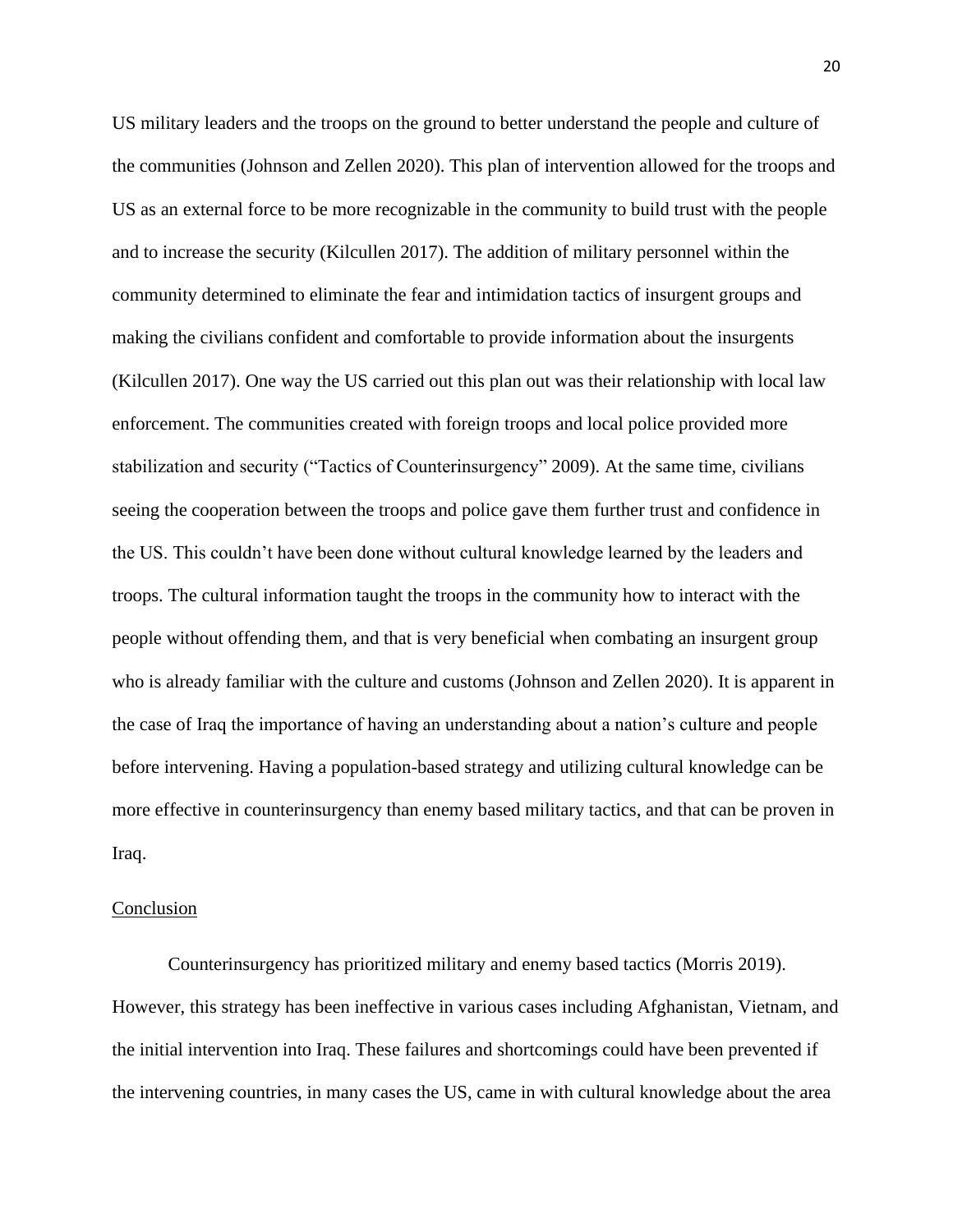US military leaders and the troops on the ground to better understand the people and culture of the communities (Johnson and Zellen 2020). This plan of intervention allowed for the troops and US as an external force to be more recognizable in the community to build trust with the people and to increase the security (Kilcullen 2017). The addition of military personnel within the community determined to eliminate the fear and intimidation tactics of insurgent groups and making the civilians confident and comfortable to provide information about the insurgents (Kilcullen 2017). One way the US carried out this plan out was their relationship with local law enforcement. The communities created with foreign troops and local police provided more stabilization and security ("Tactics of Counterinsurgency" 2009). At the same time, civilians seeing the cooperation between the troops and police gave them further trust and confidence in the US. This couldn't have been done without cultural knowledge learned by the leaders and troops. The cultural information taught the troops in the community how to interact with the people without offending them, and that is very beneficial when combating an insurgent group who is already familiar with the culture and customs (Johnson and Zellen 2020). It is apparent in the case of Iraq the importance of having an understanding about a nation's culture and people before intervening. Having a population-based strategy and utilizing cultural knowledge can be more effective in counterinsurgency than enemy based military tactics, and that can be proven in Iraq.

## Conclusion

Counterinsurgency has prioritized military and enemy based tactics (Morris 2019). However, this strategy has been ineffective in various cases including Afghanistan, Vietnam, and the initial intervention into Iraq. These failures and shortcomings could have been prevented if the intervening countries, in many cases the US, came in with cultural knowledge about the area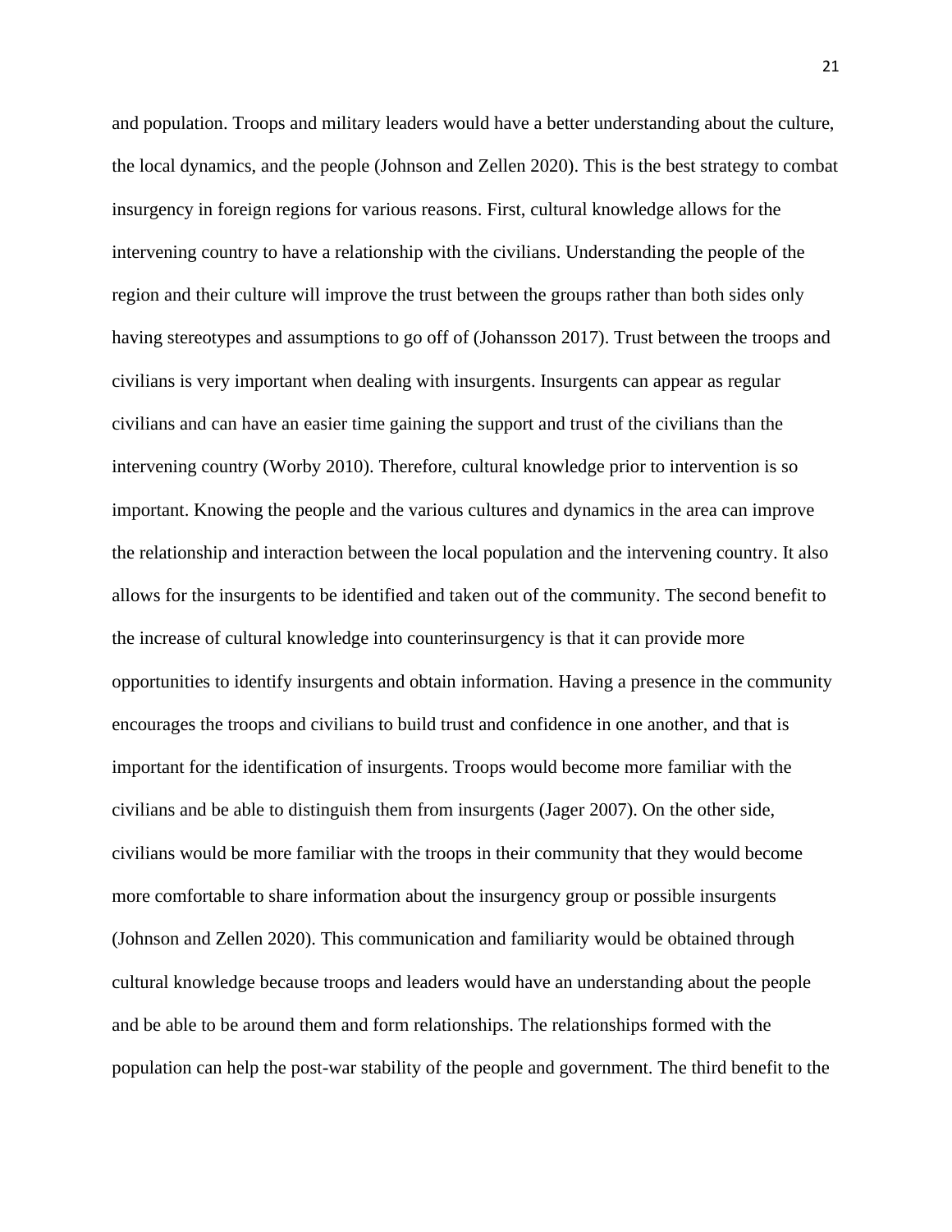and population. Troops and military leaders would have a better understanding about the culture, the local dynamics, and the people (Johnson and Zellen 2020). This is the best strategy to combat insurgency in foreign regions for various reasons. First, cultural knowledge allows for the intervening country to have a relationship with the civilians. Understanding the people of the region and their culture will improve the trust between the groups rather than both sides only having stereotypes and assumptions to go off of (Johansson 2017). Trust between the troops and civilians is very important when dealing with insurgents. Insurgents can appear as regular civilians and can have an easier time gaining the support and trust of the civilians than the intervening country (Worby 2010). Therefore, cultural knowledge prior to intervention is so important. Knowing the people and the various cultures and dynamics in the area can improve the relationship and interaction between the local population and the intervening country. It also allows for the insurgents to be identified and taken out of the community. The second benefit to the increase of cultural knowledge into counterinsurgency is that it can provide more opportunities to identify insurgents and obtain information. Having a presence in the community encourages the troops and civilians to build trust and confidence in one another, and that is important for the identification of insurgents. Troops would become more familiar with the civilians and be able to distinguish them from insurgents (Jager 2007). On the other side, civilians would be more familiar with the troops in their community that they would become more comfortable to share information about the insurgency group or possible insurgents (Johnson and Zellen 2020). This communication and familiarity would be obtained through cultural knowledge because troops and leaders would have an understanding about the people and be able to be around them and form relationships. The relationships formed with the population can help the post-war stability of the people and government. The third benefit to the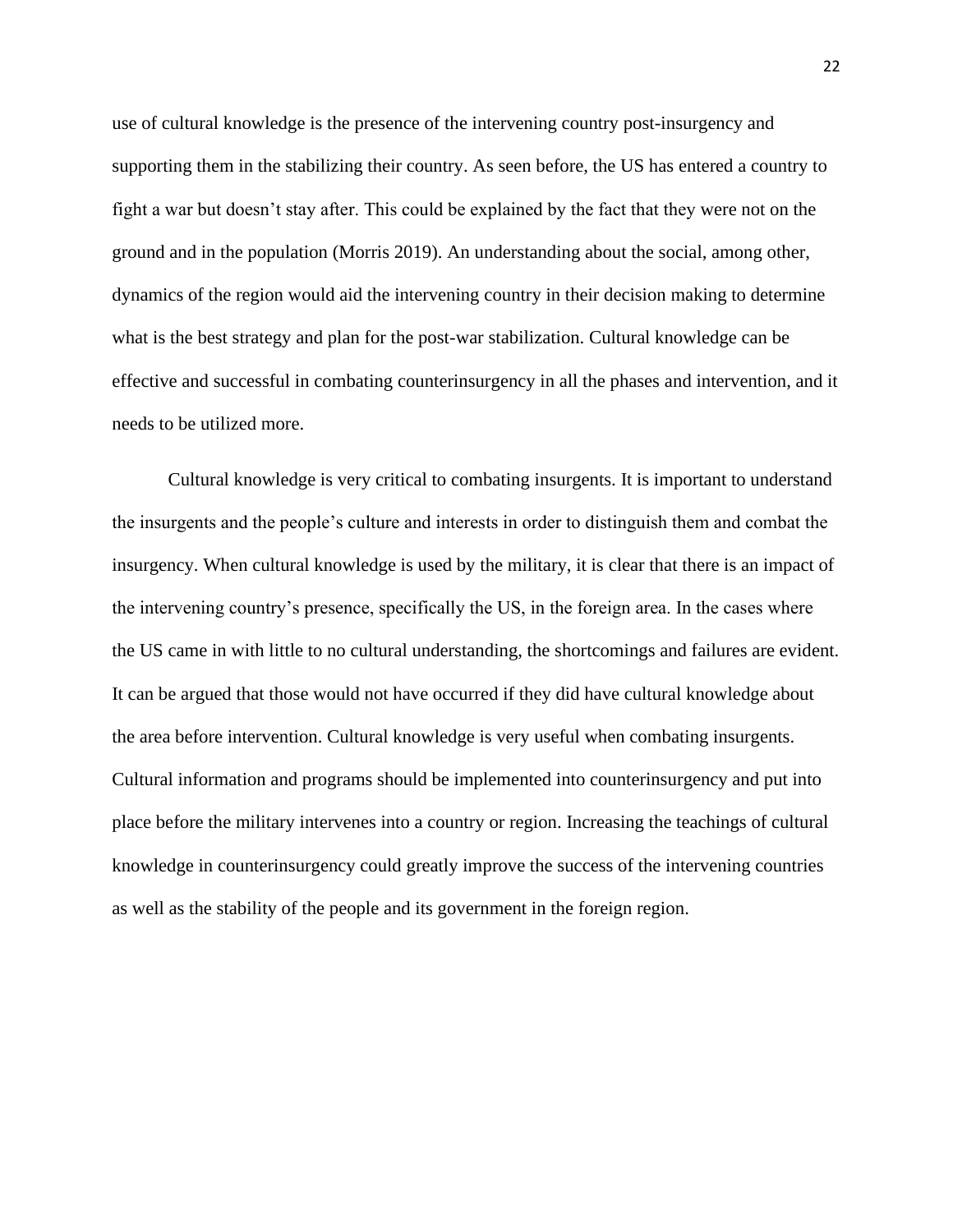use of cultural knowledge is the presence of the intervening country post-insurgency and supporting them in the stabilizing their country. As seen before, the US has entered a country to fight a war but doesn't stay after. This could be explained by the fact that they were not on the ground and in the population (Morris 2019). An understanding about the social, among other, dynamics of the region would aid the intervening country in their decision making to determine what is the best strategy and plan for the post-war stabilization. Cultural knowledge can be effective and successful in combating counterinsurgency in all the phases and intervention, and it needs to be utilized more.

Cultural knowledge is very critical to combating insurgents. It is important to understand the insurgents and the people's culture and interests in order to distinguish them and combat the insurgency. When cultural knowledge is used by the military, it is clear that there is an impact of the intervening country's presence, specifically the US, in the foreign area. In the cases where the US came in with little to no cultural understanding, the shortcomings and failures are evident. It can be argued that those would not have occurred if they did have cultural knowledge about the area before intervention. Cultural knowledge is very useful when combating insurgents. Cultural information and programs should be implemented into counterinsurgency and put into place before the military intervenes into a country or region. Increasing the teachings of cultural knowledge in counterinsurgency could greatly improve the success of the intervening countries as well as the stability of the people and its government in the foreign region.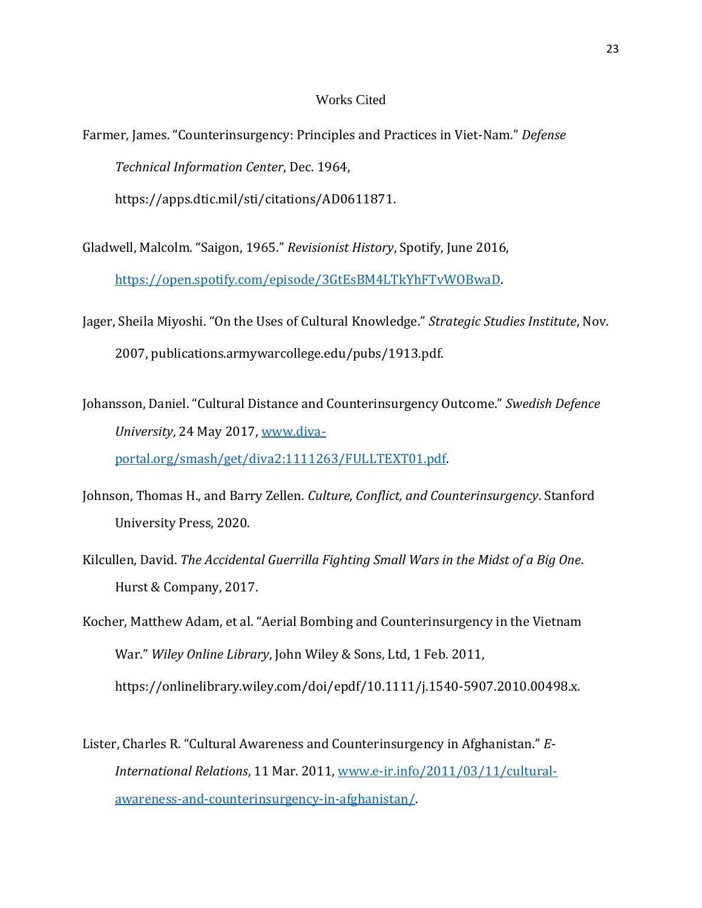# Works Cited

Farmer, James. "Counterinsurgency: Principles and Practices in Viet-Nam." *Defense Technical Information Center*, Dec. 1964, https://apps.dtic.mil/sti/citations/AD0611871.

Gladwell, Malcolm. "Saigon, 1965." *Revisionist History*, Spotify, June 2016, https://open.spotify.com/episode/3GtEsBM4LTkYhFTvWOBwaD.

Jager, Sheila Miyoshi. "On the Uses of Cultural Knowledge." *Strategic Studies Institute*, Nov. 2007, publications.armywarcollege.edu/pubs/1913.pdf.

Johansson, Daniel. "Cultural Distance and Counterinsurgency Outcome." *Swedish Defence University*, 24 May 2017, www.diva-portal.org/smash/get/diva2:1111263/FULLTEXT01.pdf.

Johnson, Thomas H., and Barry Zellen. *Culture, Conflict, and Counterinsurgency*. Stanford University Press, 2020.

Kilcullen, David. *The Accidental Guerrilla Fighting Small Wars in the Midst of a Big One*. Hurst & Company, 2017.

Kocher, Matthew Adam, et al. "Aerial Bombing and Counterinsurgency in the Vietnam War." *Wiley Online Library*, John Wiley & Sons, Ltd, 1 Feb. 2011, https://onlinelibrary.wiley.com/doi/epdf/10.1111/j.1540-5907.2010.00498.x.

Lister, Charles R. "Cultural Awareness and Counterinsurgency in Afghanistan." *E-International Relations*, 11 Mar. 2011, www.e-ir.info/2011/03/11/cultural-awareness-and-counterinsurgency-in-afghanistan/.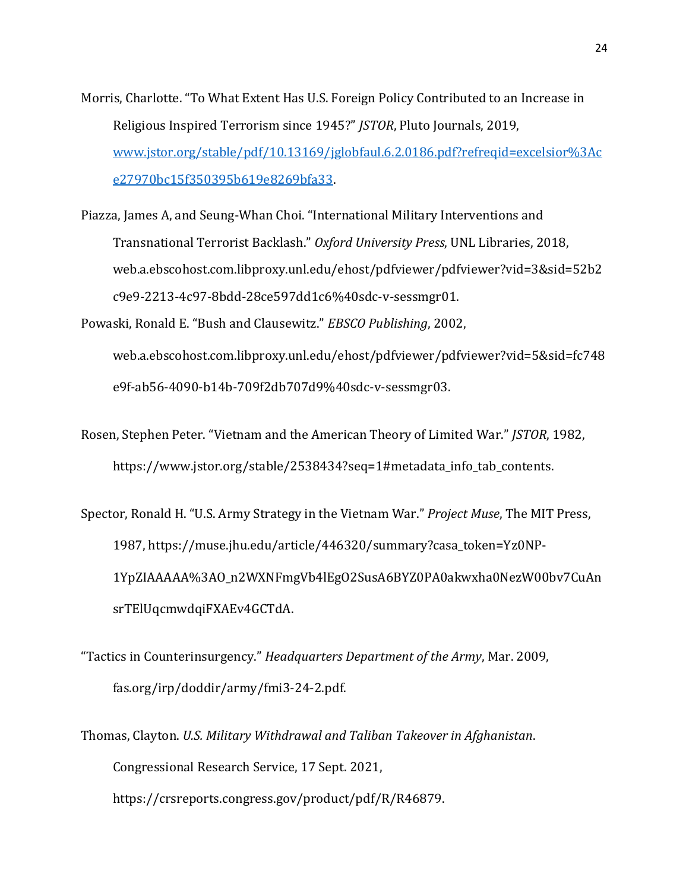Morris, Charlotte. "To What Extent Has U.S. Foreign Policy Contributed to an Increase in Religious Inspired Terrorism since 1945?" *JSTOR*, Pluto Journals, 2019, [www.jstor.org/stable/pdf/10.13169/jglobfaul.6.2.0186.pdf?refreqid=excelsior%3Ace27970bc15f350395b619e8269bfa33](www.jstor.org/stable/pdf/10.13169/jglobfaul.6.2.0186.pdf?refreqid=excelsior%3Ace27970bc15f350395b619e8269bfa33).

Piazza, James A, and Seung-Whan Choi. "International Military Interventions and Transnational Terrorist Backlash." *Oxford University Press*, UNL Libraries, 2018, web.a.ebscohost.com.libproxy.unl.edu/ehost/pdfviewer/pdfviewer?vid=3&sid=52b2c9e9-2213-4c97-8bdd-28ce597dd1c6%40sdc-v-sessmgr01.

Powaski, Ronald E. "Bush and Clausewitz." *EBSCO Publishing*, 2002, web.a.ebscohost.com.libproxy.unl.edu/ehost/pdfviewer/pdfviewer?vid=5&sid=fc748e9f-ab56-4090-b14b-709f2db707d9%40sdc-v-sessmgr03.

Rosen, Stephen Peter. "Vietnam and the American Theory of Limited War." *JSTOR*, 1982, https://www.jstor.org/stable/2538434?seq=1#metadata_info_tab_contents.

Spector, Ronald H. "U.S. Army Strategy in the Vietnam War." *Project Muse*, The MIT Press, 1987, https://muse.jhu.edu/article/446320/summary?casa_token=Yz0NP-1YpZIAAAAA%3AO_n2WXNFmgVb4lEgO2SusA6BYZ0PA0akwxha0NezW00bv7CuAnsrTElUqcmwdqiFXAEv4GCTdA.

"Tactics in Counterinsurgency." *Headquarters Department of the Army*, Mar. 2009, fas.org/irp/doddir/army/fmi3-24-2.pdf.

Thomas, Clayton. *U.S. Military Withdrawal and Taliban Takeover in Afghanistan*. Congressional Research Service, 17 Sept. 2021, https://crsreports.congress.gov/product/pdf/R/R46879.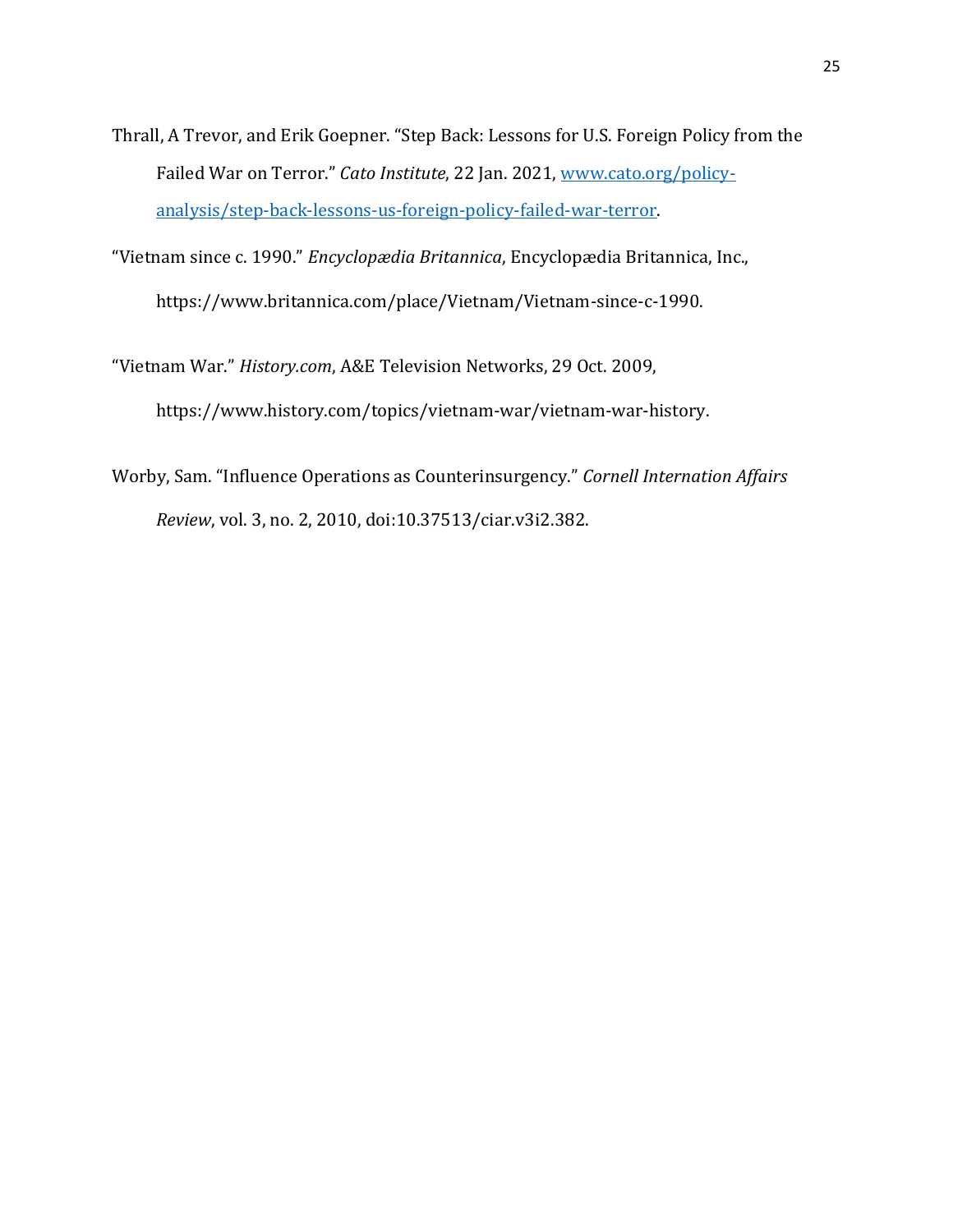Thrall, A Trevor, and Erik Goepner. "Step Back: Lessons for U.S. Foreign Policy from the Failed War on Terror." *Cato Institute*, 22 Jan. 2021, [www.cato.org/policy-analysis/step-back-lessons-us-foreign-policy-failed-war-terror](www.cato.org/policy-analysis/step-back-lessons-us-foreign-policy-failed-war-terror).

"Vietnam since c. 1990." *Encyclopædia Britannica*, Encyclopædia Britannica, Inc., https://www.britannica.com/place/Vietnam/Vietnam-since-c-1990.

"Vietnam War." *History.com*, A&E Television Networks, 29 Oct. 2009, https://www.history.com/topics/vietnam-war/vietnam-war-history.

Worby, Sam. "Influence Operations as Counterinsurgency." *Cornell Internation Affairs Review*, vol. 3, no. 2, 2010, doi:10.37513/ciar.v3i2.382.